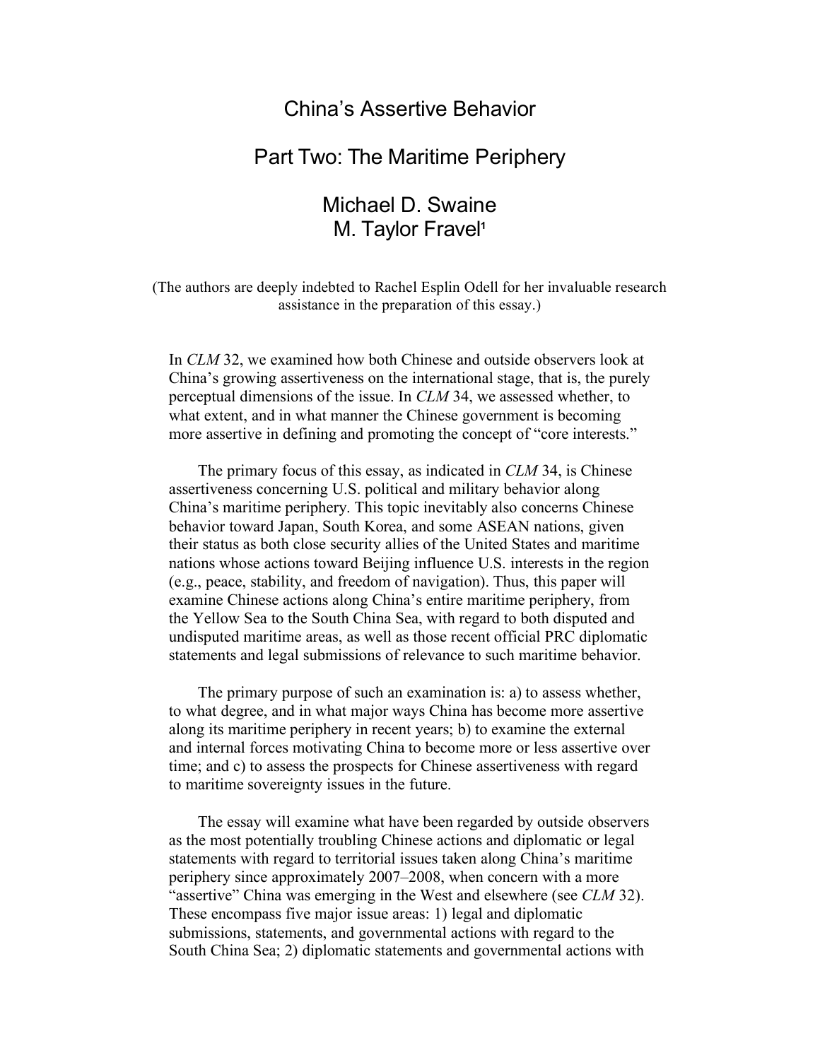# China's Assertive Behavior

## Part Two: The Maritime Periphery

### Michael D. Swaine
### M. Taylor Fravel[1]

(The authors are deeply indebted to Rachel Esplin Odell for her invaluable research assistance in the preparation of this essay.)

In *CLM* 32, we examined how both Chinese and outside observers look at China's growing assertiveness on the international stage, that is, the purely perceptual dimensions of the issue. In *CLM* 34, we assessed whether, to what extent, and in what manner the Chinese government is becoming more assertive in defining and promoting the concept of "core interests."

The primary focus of this essay, as indicated in *CLM* 34, is Chinese assertiveness concerning U.S. political and military behavior along China's maritime periphery. This topic inevitably also concerns Chinese behavior toward Japan, South Korea, and some ASEAN nations, given their status as both close security allies of the United States and maritime nations whose actions toward Beijing influence U.S. interests in the region (e.g., peace, stability, and freedom of navigation). Thus, this paper will examine Chinese actions along China's entire maritime periphery, from the Yellow Sea to the South China Sea, with regard to both disputed and undisputed maritime areas, as well as those recent official PRC diplomatic statements and legal submissions of relevance to such maritime behavior.

The primary purpose of such an examination is: a) to assess whether, to what degree, and in what major ways China has become more assertive along its maritime periphery in recent years; b) to examine the external and internal forces motivating China to become more or less assertive over time; and c) to assess the prospects for Chinese assertiveness with regard to maritime sovereignty issues in the future.

The essay will examine what have been regarded by outside observers as the most potentially troubling Chinese actions and diplomatic or legal statements with regard to territorial issues taken along China's maritime periphery since approximately 2007–2008, when concern with a more "assertive" China was emerging in the West and elsewhere (see *CLM* 32). These encompass five major issue areas: 1) legal and diplomatic submissions, statements, and governmental actions with regard to the South China Sea; 2) diplomatic statements and governmental actions with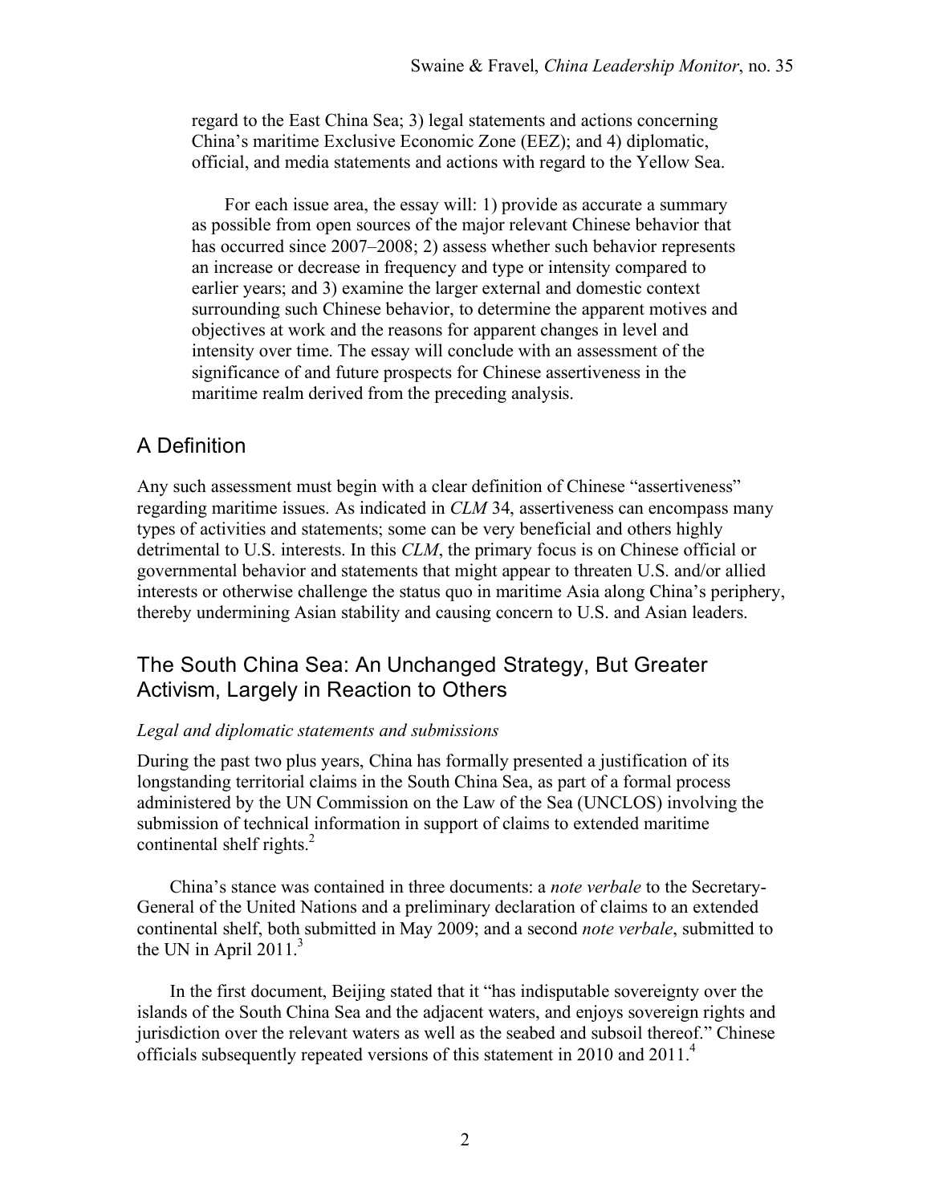regard to the East China Sea; 3) legal statements and actions concerning China's maritime Exclusive Economic Zone (EEZ); and 4) diplomatic, official, and media statements and actions with regard to the Yellow Sea.

For each issue area, the essay will: 1) provide as accurate a summary as possible from open sources of the major relevant Chinese behavior that has occurred since 2007–2008; 2) assess whether such behavior represents an increase or decrease in frequency and type or intensity compared to earlier years; and 3) examine the larger external and domestic context surrounding such Chinese behavior, to determine the apparent motives and objectives at work and the reasons for apparent changes in level and intensity over time. The essay will conclude with an assessment of the significance of and future prospects for Chinese assertiveness in the maritime realm derived from the preceding analysis.

## A Definition

Any such assessment must begin with a clear definition of Chinese "assertiveness" regarding maritime issues. As indicated in *CLM* 34, assertiveness can encompass many types of activities and statements; some can be very beneficial and others highly detrimental to U.S. interests. In this *CLM*, the primary focus is on Chinese official or governmental behavior and statements that might appear to threaten U.S. and/or allied interests or otherwise challenge the status quo in maritime Asia along China's periphery, thereby undermining Asian stability and causing concern to U.S. and Asian leaders.

## The South China Sea: An Unchanged Strategy, But Greater Activism, Largely in Reaction to Others

### *Legal and diplomatic statements and submissions*

During the past two plus years, China has formally presented a justification of its longstanding territorial claims in the South China Sea, as part of a formal process administered by the UN Commission on the Law of the Sea (UNCLOS) involving the submission of technical information in support of claims to extended maritime continental shelf rights.[2]

China's stance was contained in three documents: a *note verbale* to the Secretary-General of the United Nations and a preliminary declaration of claims to an extended continental shelf, both submitted in May 2009; and a second *note verbale*, submitted to the UN in April 2011.[3]

In the first document, Beijing stated that it "has indisputable sovereignty over the islands of the South China Sea and the adjacent waters, and enjoys sovereign rights and jurisdiction over the relevant waters as well as the seabed and subsoil thereof." Chinese officials subsequently repeated versions of this statement in 2010 and 2011.[4]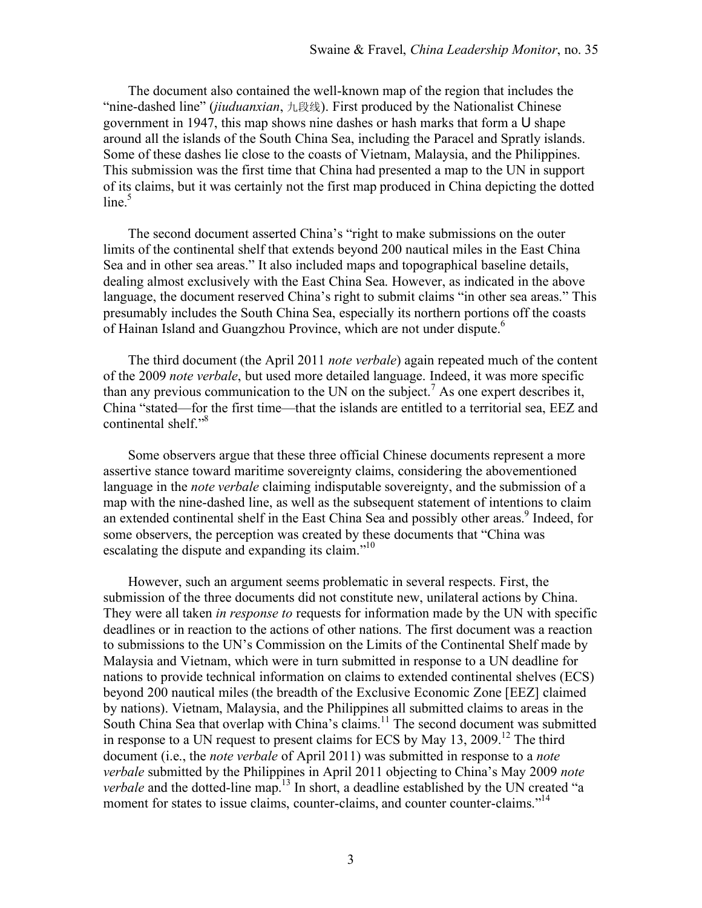The document also contained the well-known map of the region that includes the "nine-dashed line" (*jiuduanxian*, 九段线). First produced by the Nationalist Chinese government in 1947, this map shows nine dashes or hash marks that form a U shape around all the islands of the South China Sea, including the Paracel and Spratly islands. Some of these dashes lie close to the coasts of Vietnam, Malaysia, and the Philippines. This submission was the first time that China had presented a map to the UN in support of its claims, but it was certainly not the first map produced in China depicting the dotted line.[5]

The second document asserted China's "right to make submissions on the outer limits of the continental shelf that extends beyond 200 nautical miles in the East China Sea and in other sea areas." It also included maps and topographical baseline details, dealing almost exclusively with the East China Sea. However, as indicated in the above language, the document reserved China's right to submit claims "in other sea areas." This presumably includes the South China Sea, especially its northern portions off the coasts of Hainan Island and Guangzhou Province, which are not under dispute.[6]

The third document (the April 2011 *note verbale*) again repeated much of the content of the 2009 *note verbale*, but used more detailed language. Indeed, it was more specific than any previous communication to the UN on the subject.[7] As one expert describes it, China "stated—for the first time—that the islands are entitled to a territorial sea, EEZ and continental shelf."[8]

Some observers argue that these three official Chinese documents represent a more assertive stance toward maritime sovereignty claims, considering the abovementioned language in the *note verbale* claiming indisputable sovereignty, and the submission of a map with the nine-dashed line, as well as the subsequent statement of intentions to claim an extended continental shelf in the East China Sea and possibly other areas.[9] Indeed, for some observers, the perception was created by these documents that "China was escalating the dispute and expanding its claim."[10]

However, such an argument seems problematic in several respects. First, the submission of the three documents did not constitute new, unilateral actions by China. They were all taken *in response to* requests for information made by the UN with specific deadlines or in reaction to the actions of other nations. The first document was a reaction to submissions to the UN's Commission on the Limits of the Continental Shelf made by Malaysia and Vietnam, which were in turn submitted in response to a UN deadline for nations to provide technical information on claims to extended continental shelves (ECS) beyond 200 nautical miles (the breadth of the Exclusive Economic Zone [EEZ] claimed by nations). Vietnam, Malaysia, and the Philippines all submitted claims to areas in the South China Sea that overlap with China's claims.[11] The second document was submitted in response to a UN request to present claims for ECS by May 13, 2009.[12] The third document (i.e., the *note verbale* of April 2011) was submitted in response to a *note verbale* submitted by the Philippines in April 2011 objecting to China's May 2009 *note verbale* and the dotted-line map.[13] In short, a deadline established by the UN created "a moment for states to issue claims, counter-claims, and counter counter-claims."[14]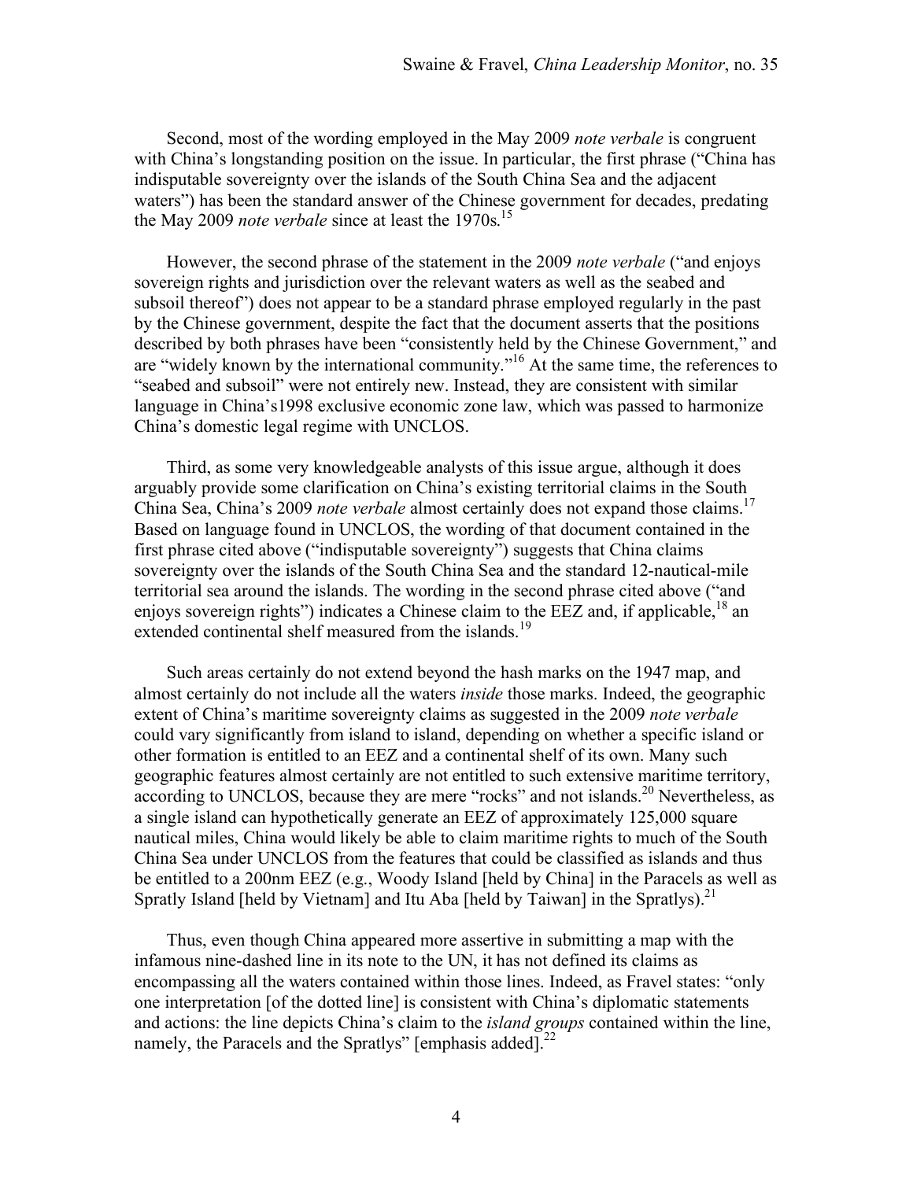Second, most of the wording employed in the May 2009 *note verbale* is congruent with China's longstanding position on the issue. In particular, the first phrase ("China has indisputable sovereignty over the islands of the South China Sea and the adjacent waters") has been the standard answer of the Chinese government for decades, predating the May 2009 *note verbale* since at least the 1970s.[15]

However, the second phrase of the statement in the 2009 *note verbale* ("and enjoys sovereign rights and jurisdiction over the relevant waters as well as the seabed and subsoil thereof") does not appear to be a standard phrase employed regularly in the past by the Chinese government, despite the fact that the document asserts that the positions described by both phrases have been "consistently held by the Chinese Government," and are "widely known by the international community."[16] At the same time, the references to "seabed and subsoil" were not entirely new. Instead, they are consistent with similar language in China's1998 exclusive economic zone law, which was passed to harmonize China's domestic legal regime with UNCLOS.

Third, as some very knowledgeable analysts of this issue argue, although it does arguably provide some clarification on China's existing territorial claims in the South China Sea, China's 2009 *note verbale* almost certainly does not expand those claims.[17] Based on language found in UNCLOS, the wording of that document contained in the first phrase cited above ("indisputable sovereignty") suggests that China claims sovereignty over the islands of the South China Sea and the standard 12-nautical-mile territorial sea around the islands. The wording in the second phrase cited above ("and enjoys sovereign rights") indicates a Chinese claim to the EEZ and, if applicable,[18] an extended continental shelf measured from the islands.[19]

Such areas certainly do not extend beyond the hash marks on the 1947 map, and almost certainly do not include all the waters *inside* those marks. Indeed, the geographic extent of China's maritime sovereignty claims as suggested in the 2009 *note verbale* could vary significantly from island to island, depending on whether a specific island or other formation is entitled to an EEZ and a continental shelf of its own. Many such geographic features almost certainly are not entitled to such extensive maritime territory, according to UNCLOS, because they are mere "rocks" and not islands.[20] Nevertheless, as a single island can hypothetically generate an EEZ of approximately 125,000 square nautical miles, China would likely be able to claim maritime rights to much of the South China Sea under UNCLOS from the features that could be classified as islands and thus be entitled to a 200nm EEZ (e.g., Woody Island [held by China] in the Paracels as well as Spratly Island [held by Vietnam] and Itu Aba [held by Taiwan] in the Spratlys).[21]

Thus, even though China appeared more assertive in submitting a map with the infamous nine-dashed line in its note to the UN, it has not defined its claims as encompassing all the waters contained within those lines. Indeed, as Fravel states: "only one interpretation [of the dotted line] is consistent with China's diplomatic statements and actions: the line depicts China's claim to the *island groups* contained within the line, namely, the Paracels and the Spratlys" [emphasis added].[22]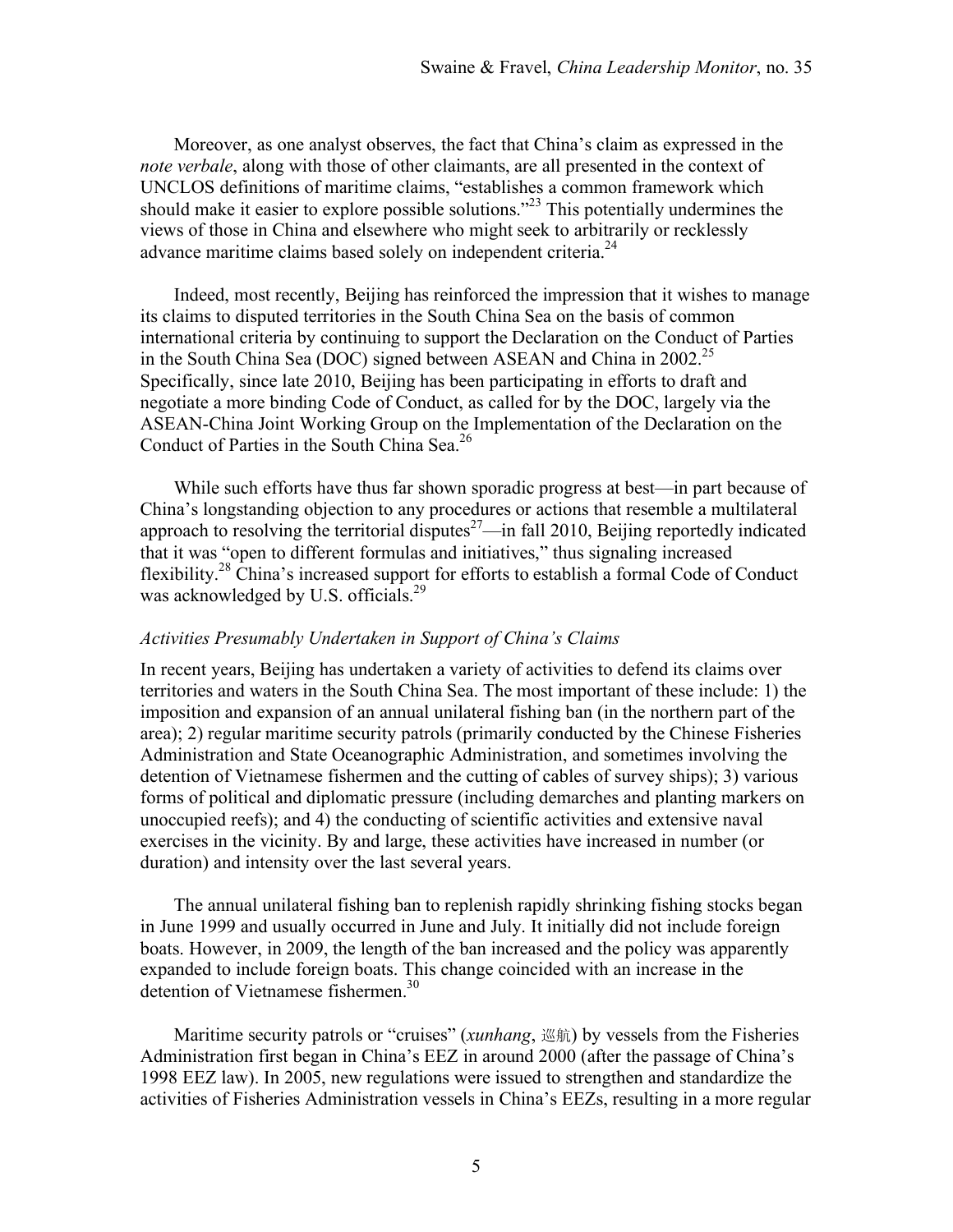Moreover, as one analyst observes, the fact that China's claim as expressed in the *note verbale*, along with those of other claimants, are all presented in the context of UNCLOS definitions of maritime claims, "establishes a common framework which should make it easier to explore possible solutions."[23] This potentially undermines the views of those in China and elsewhere who might seek to arbitrarily or recklessly advance maritime claims based solely on independent criteria.[24]

Indeed, most recently, Beijing has reinforced the impression that it wishes to manage its claims to disputed territories in the South China Sea on the basis of common international criteria by continuing to support the Declaration on the Conduct of Parties in the South China Sea (DOC) signed between ASEAN and China in 2002.[25] Specifically, since late 2010, Beijing has been participating in efforts to draft and negotiate a more binding Code of Conduct, as called for by the DOC, largely via the ASEAN-China Joint Working Group on the Implementation of the Declaration on the Conduct of Parties in the South China Sea.[26]

While such efforts have thus far shown sporadic progress at best—in part because of China's longstanding objection to any procedures or actions that resemble a multilateral approach to resolving the territorial disputes[27]—in fall 2010, Beijing reportedly indicated that it was "open to different formulas and initiatives," thus signaling increased flexibility.[28] China's increased support for efforts to establish a formal Code of Conduct was acknowledged by U.S. officials.[29]

### *Activities Presumably Undertaken in Support of China's Claims*

In recent years, Beijing has undertaken a variety of activities to defend its claims over territories and waters in the South China Sea. The most important of these include: 1) the imposition and expansion of an annual unilateral fishing ban (in the northern part of the area); 2) regular maritime security patrols (primarily conducted by the Chinese Fisheries Administration and State Oceanographic Administration, and sometimes involving the detention of Vietnamese fishermen and the cutting of cables of survey ships); 3) various forms of political and diplomatic pressure (including demarches and planting markers on unoccupied reefs); and 4) the conducting of scientific activities and extensive naval exercises in the vicinity. By and large, these activities have increased in number (or duration) and intensity over the last several years.

The annual unilateral fishing ban to replenish rapidly shrinking fishing stocks began in June 1999 and usually occurred in June and July. It initially did not include foreign boats. However, in 2009, the length of the ban increased and the policy was apparently expanded to include foreign boats. This change coincided with an increase in the detention of Vietnamese fishermen.[30]

Maritime security patrols or "cruises" (*xunhang*, 巡航) by vessels from the Fisheries Administration first began in China's EEZ in around 2000 (after the passage of China's 1998 EEZ law). In 2005, new regulations were issued to strengthen and standardize the activities of Fisheries Administration vessels in China's EEZs, resulting in a more regular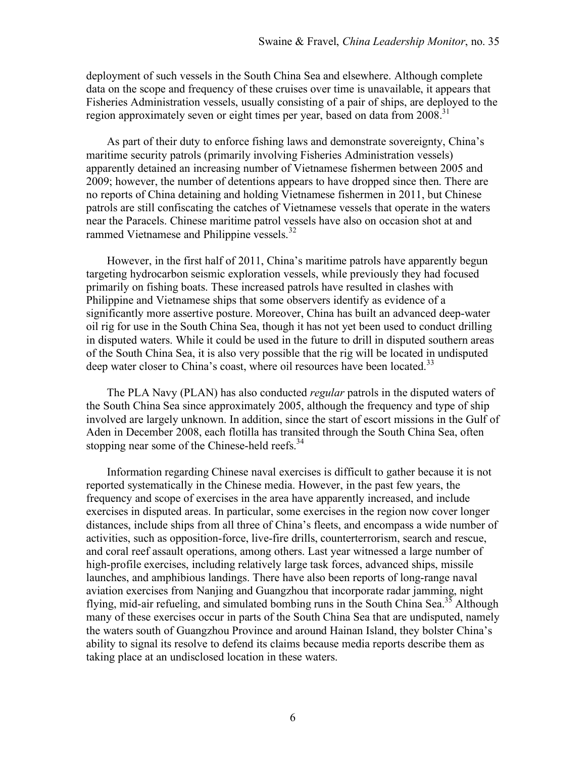deployment of such vessels in the South China Sea and elsewhere. Although complete data on the scope and frequency of these cruises over time is unavailable, it appears that Fisheries Administration vessels, usually consisting of a pair of ships, are deployed to the region approximately seven or eight times per year, based on data from 2008.[31]

As part of their duty to enforce fishing laws and demonstrate sovereignty, China's maritime security patrols (primarily involving Fisheries Administration vessels) apparently detained an increasing number of Vietnamese fishermen between 2005 and 2009; however, the number of detentions appears to have dropped since then. There are no reports of China detaining and holding Vietnamese fishermen in 2011, but Chinese patrols are still confiscating the catches of Vietnamese vessels that operate in the waters near the Paracels. Chinese maritime patrol vessels have also on occasion shot at and rammed Vietnamese and Philippine vessels.[32]

However, in the first half of 2011, China's maritime patrols have apparently begun targeting hydrocarbon seismic exploration vessels, while previously they had focused primarily on fishing boats. These increased patrols have resulted in clashes with Philippine and Vietnamese ships that some observers identify as evidence of a significantly more assertive posture. Moreover, China has built an advanced deep-water oil rig for use in the South China Sea, though it has not yet been used to conduct drilling in disputed waters. While it could be used in the future to drill in disputed southern areas of the South China Sea, it is also very possible that the rig will be located in undisputed deep water closer to China's coast, where oil resources have been located.[33]

The PLA Navy (PLAN) has also conducted *regular* patrols in the disputed waters of the South China Sea since approximately 2005, although the frequency and type of ship involved are largely unknown. In addition, since the start of escort missions in the Gulf of Aden in December 2008, each flotilla has transited through the South China Sea, often stopping near some of the Chinese-held reefs.[34]

Information regarding Chinese naval exercises is difficult to gather because it is not reported systematically in the Chinese media. However, in the past few years, the frequency and scope of exercises in the area have apparently increased, and include exercises in disputed areas. In particular, some exercises in the region now cover longer distances, include ships from all three of China's fleets, and encompass a wide number of activities, such as opposition-force, live-fire drills, counterterrorism, search and rescue, and coral reef assault operations, among others. Last year witnessed a large number of high-profile exercises, including relatively large task forces, advanced ships, missile launches, and amphibious landings. There have also been reports of long-range naval aviation exercises from Nanjing and Guangzhou that incorporate radar jamming, night flying, mid-air refueling, and simulated bombing runs in the South China Sea.[35] Although many of these exercises occur in parts of the South China Sea that are undisputed, namely the waters south of Guangzhou Province and around Hainan Island, they bolster China's ability to signal its resolve to defend its claims because media reports describe them as taking place at an undisclosed location in these waters.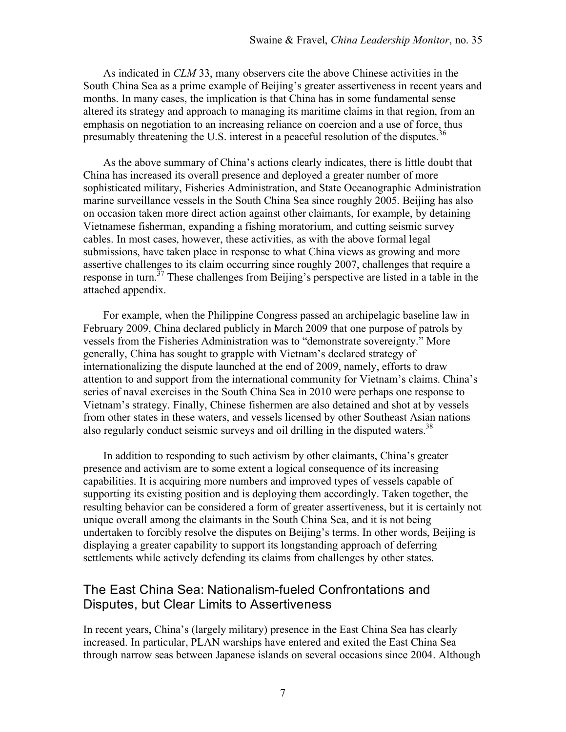As indicated in *CLM* 33, many observers cite the above Chinese activities in the South China Sea as a prime example of Beijing's greater assertiveness in recent years and months. In many cases, the implication is that China has in some fundamental sense altered its strategy and approach to managing its maritime claims in that region, from an emphasis on negotiation to an increasing reliance on coercion and a use of force, thus presumably threatening the U.S. interest in a peaceful resolution of the disputes.[36]

As the above summary of China's actions clearly indicates, there is little doubt that China has increased its overall presence and deployed a greater number of more sophisticated military, Fisheries Administration, and State Oceanographic Administration marine surveillance vessels in the South China Sea since roughly 2005. Beijing has also on occasion taken more direct action against other claimants, for example, by detaining Vietnamese fisherman, expanding a fishing moratorium, and cutting seismic survey cables. In most cases, however, these activities, as with the above formal legal submissions, have taken place in response to what China views as growing and more assertive challenges to its claim occurring since roughly 2007, challenges that require a response in turn.[37] These challenges from Beijing's perspective are listed in a table in the attached appendix.

For example, when the Philippine Congress passed an archipelagic baseline law in February 2009, China declared publicly in March 2009 that one purpose of patrols by vessels from the Fisheries Administration was to "demonstrate sovereignty." More generally, China has sought to grapple with Vietnam's declared strategy of internationalizing the dispute launched at the end of 2009, namely, efforts to draw attention to and support from the international community for Vietnam's claims. China's series of naval exercises in the South China Sea in 2010 were perhaps one response to Vietnam's strategy. Finally, Chinese fishermen are also detained and shot at by vessels from other states in these waters, and vessels licensed by other Southeast Asian nations also regularly conduct seismic surveys and oil drilling in the disputed waters.[38]

In addition to responding to such activism by other claimants, China's greater presence and activism are to some extent a logical consequence of its increasing capabilities. It is acquiring more numbers and improved types of vessels capable of supporting its existing position and is deploying them accordingly. Taken together, the resulting behavior can be considered a form of greater assertiveness, but it is certainly not unique overall among the claimants in the South China Sea, and it is not being undertaken to forcibly resolve the disputes on Beijing's terms. In other words, Beijing is displaying a greater capability to support its longstanding approach of deferring settlements while actively defending its claims from challenges by other states.

## The East China Sea: Nationalism-fueled Confrontations and Disputes, but Clear Limits to Assertiveness

In recent years, China's (largely military) presence in the East China Sea has clearly increased. In particular, PLAN warships have entered and exited the East China Sea through narrow seas between Japanese islands on several occasions since 2004. Although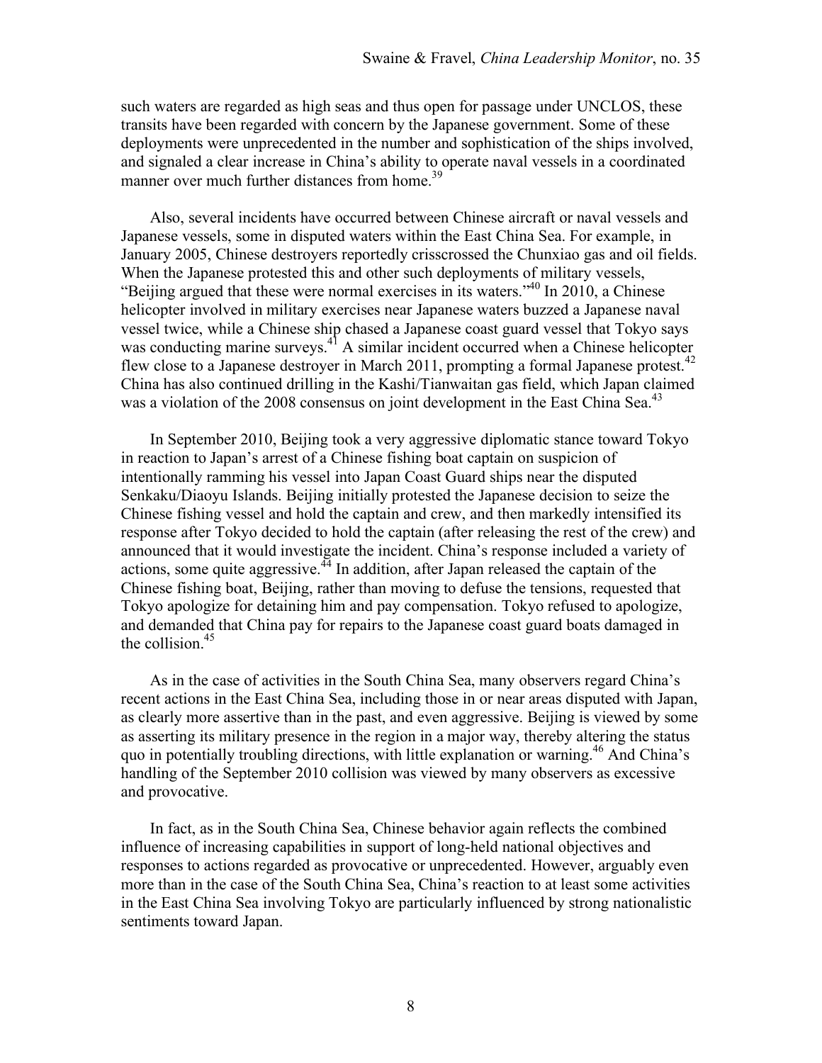such waters are regarded as high seas and thus open for passage under UNCLOS, these transits have been regarded with concern by the Japanese government. Some of these deployments were unprecedented in the number and sophistication of the ships involved, and signaled a clear increase in China's ability to operate naval vessels in a coordinated manner over much further distances from home.[39]

Also, several incidents have occurred between Chinese aircraft or naval vessels and Japanese vessels, some in disputed waters within the East China Sea. For example, in January 2005, Chinese destroyers reportedly crisscrossed the Chunxiao gas and oil fields. When the Japanese protested this and other such deployments of military vessels, "Beijing argued that these were normal exercises in its waters."[40] In 2010, a Chinese helicopter involved in military exercises near Japanese waters buzzed a Japanese naval vessel twice, while a Chinese ship chased a Japanese coast guard vessel that Tokyo says was conducting marine surveys.[41] A similar incident occurred when a Chinese helicopter flew close to a Japanese destroyer in March 2011, prompting a formal Japanese protest.[42] China has also continued drilling in the Kashi/Tianwaitan gas field, which Japan claimed was a violation of the 2008 consensus on joint development in the East China Sea.[43]

In September 2010, Beijing took a very aggressive diplomatic stance toward Tokyo in reaction to Japan's arrest of a Chinese fishing boat captain on suspicion of intentionally ramming his vessel into Japan Coast Guard ships near the disputed Senkaku/Diaoyu Islands. Beijing initially protested the Japanese decision to seize the Chinese fishing vessel and hold the captain and crew, and then markedly intensified its response after Tokyo decided to hold the captain (after releasing the rest of the crew) and announced that it would investigate the incident. China's response included a variety of actions, some quite aggressive.[44] In addition, after Japan released the captain of the Chinese fishing boat, Beijing, rather than moving to defuse the tensions, requested that Tokyo apologize for detaining him and pay compensation. Tokyo refused to apologize, and demanded that China pay for repairs to the Japanese coast guard boats damaged in the collision.[45]

As in the case of activities in the South China Sea, many observers regard China's recent actions in the East China Sea, including those in or near areas disputed with Japan, as clearly more assertive than in the past, and even aggressive. Beijing is viewed by some as asserting its military presence in the region in a major way, thereby altering the status quo in potentially troubling directions, with little explanation or warning.[46] And China's handling of the September 2010 collision was viewed by many observers as excessive and provocative.

In fact, as in the South China Sea, Chinese behavior again reflects the combined influence of increasing capabilities in support of long-held national objectives and responses to actions regarded as provocative or unprecedented. However, arguably even more than in the case of the South China Sea, China's reaction to at least some activities in the East China Sea involving Tokyo are particularly influenced by strong nationalistic sentiments toward Japan.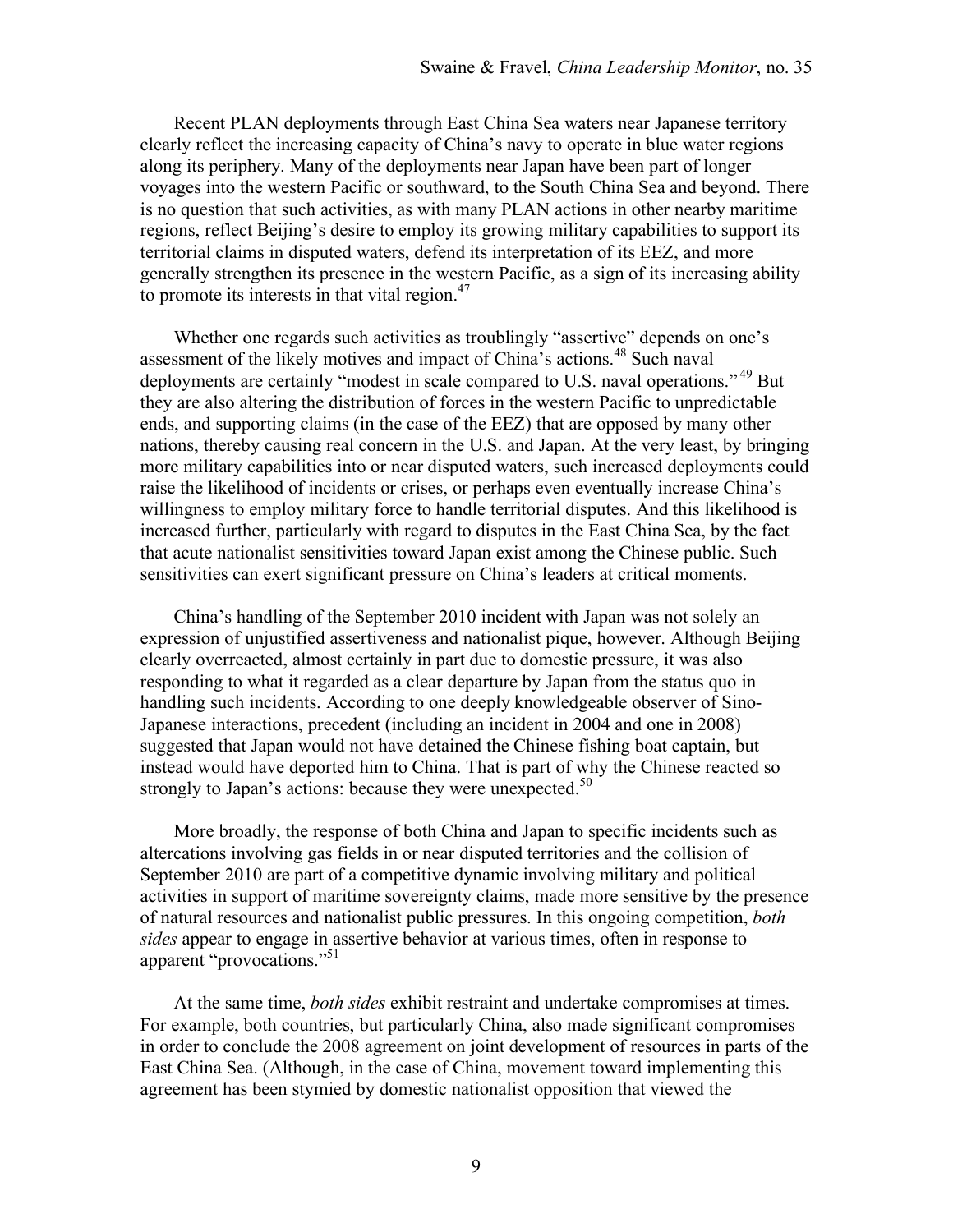Recent PLAN deployments through East China Sea waters near Japanese territory clearly reflect the increasing capacity of China's navy to operate in blue water regions along its periphery. Many of the deployments near Japan have been part of longer voyages into the western Pacific or southward, to the South China Sea and beyond. There is no question that such activities, as with many PLAN actions in other nearby maritime regions, reflect Beijing's desire to employ its growing military capabilities to support its territorial claims in disputed waters, defend its interpretation of its EEZ, and more generally strengthen its presence in the western Pacific, as a sign of its increasing ability to promote its interests in that vital region.[47]

Whether one regards such activities as troublingly "assertive" depends on one's assessment of the likely motives and impact of China's actions.[48] Such naval deployments are certainly "modest in scale compared to U.S. naval operations."[49] But they are also altering the distribution of forces in the western Pacific to unpredictable ends, and supporting claims (in the case of the EEZ) that are opposed by many other nations, thereby causing real concern in the U.S. and Japan. At the very least, by bringing more military capabilities into or near disputed waters, such increased deployments could raise the likelihood of incidents or crises, or perhaps even eventually increase China's willingness to employ military force to handle territorial disputes. And this likelihood is increased further, particularly with regard to disputes in the East China Sea, by the fact that acute nationalist sensitivities toward Japan exist among the Chinese public. Such sensitivities can exert significant pressure on China's leaders at critical moments.

China's handling of the September 2010 incident with Japan was not solely an expression of unjustified assertiveness and nationalist pique, however. Although Beijing clearly overreacted, almost certainly in part due to domestic pressure, it was also responding to what it regarded as a clear departure by Japan from the status quo in handling such incidents. According to one deeply knowledgeable observer of Sino-Japanese interactions, precedent (including an incident in 2004 and one in 2008) suggested that Japan would not have detained the Chinese fishing boat captain, but instead would have deported him to China. That is part of why the Chinese reacted so strongly to Japan's actions: because they were unexpected.[50]

More broadly, the response of both China and Japan to specific incidents such as altercations involving gas fields in or near disputed territories and the collision of September 2010 are part of a competitive dynamic involving military and political activities in support of maritime sovereignty claims, made more sensitive by the presence of natural resources and nationalist public pressures. In this ongoing competition, *both sides* appear to engage in assertive behavior at various times, often in response to apparent "provocations."[51]

At the same time, *both sides* exhibit restraint and undertake compromises at times. For example, both countries, but particularly China, also made significant compromises in order to conclude the 2008 agreement on joint development of resources in parts of the East China Sea. (Although, in the case of China, movement toward implementing this agreement has been stymied by domestic nationalist opposition that viewed the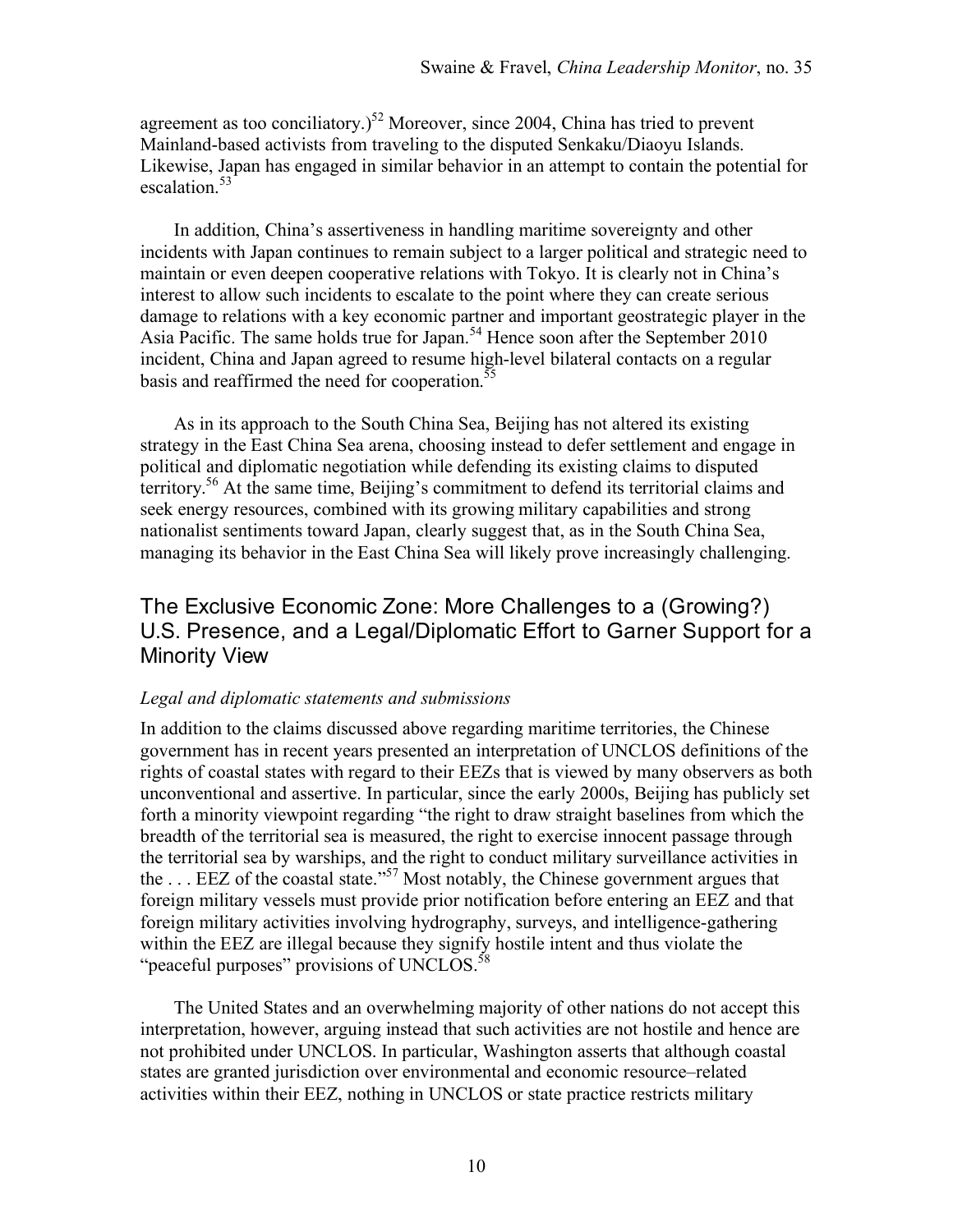agreement as too conciliatory.)[52] Moreover, since 2004, China has tried to prevent Mainland-based activists from traveling to the disputed Senkaku/Diaoyu Islands. Likewise, Japan has engaged in similar behavior in an attempt to contain the potential for escalation.[53]

In addition, China's assertiveness in handling maritime sovereignty and other incidents with Japan continues to remain subject to a larger political and strategic need to maintain or even deepen cooperative relations with Tokyo. It is clearly not in China's interest to allow such incidents to escalate to the point where they can create serious damage to relations with a key economic partner and important geostrategic player in the Asia Pacific. The same holds true for Japan.[54] Hence soon after the September 2010 incident, China and Japan agreed to resume high-level bilateral contacts on a regular basis and reaffirmed the need for cooperation.[55]

As in its approach to the South China Sea, Beijing has not altered its existing strategy in the East China Sea arena, choosing instead to defer settlement and engage in political and diplomatic negotiation while defending its existing claims to disputed territory.[56] At the same time, Beijing's commitment to defend its territorial claims and seek energy resources, combined with its growing military capabilities and strong nationalist sentiments toward Japan, clearly suggest that, as in the South China Sea, managing its behavior in the East China Sea will likely prove increasingly challenging.

## The Exclusive Economic Zone: More Challenges to a (Growing?) U.S. Presence, and a Legal/Diplomatic Effort to Garner Support for a Minority View

### *Legal and diplomatic statements and submissions*

In addition to the claims discussed above regarding maritime territories, the Chinese government has in recent years presented an interpretation of UNCLOS definitions of the rights of coastal states with regard to their EEZs that is viewed by many observers as both unconventional and assertive. In particular, since the early 2000s, Beijing has publicly set forth a minority viewpoint regarding "the right to draw straight baselines from which the breadth of the territorial sea is measured, the right to exercise innocent passage through the territorial sea by warships, and the right to conduct military surveillance activities in the . . . EEZ of the coastal state."[57] Most notably, the Chinese government argues that foreign military vessels must provide prior notification before entering an EEZ and that foreign military activities involving hydrography, surveys, and intelligence-gathering within the EEZ are illegal because they signify hostile intent and thus violate the "peaceful purposes" provisions of UNCLOS.[58]

The United States and an overwhelming majority of other nations do not accept this interpretation, however, arguing instead that such activities are not hostile and hence are not prohibited under UNCLOS. In particular, Washington asserts that although coastal states are granted jurisdiction over environmental and economic resource–related activities within their EEZ, nothing in UNCLOS or state practice restricts military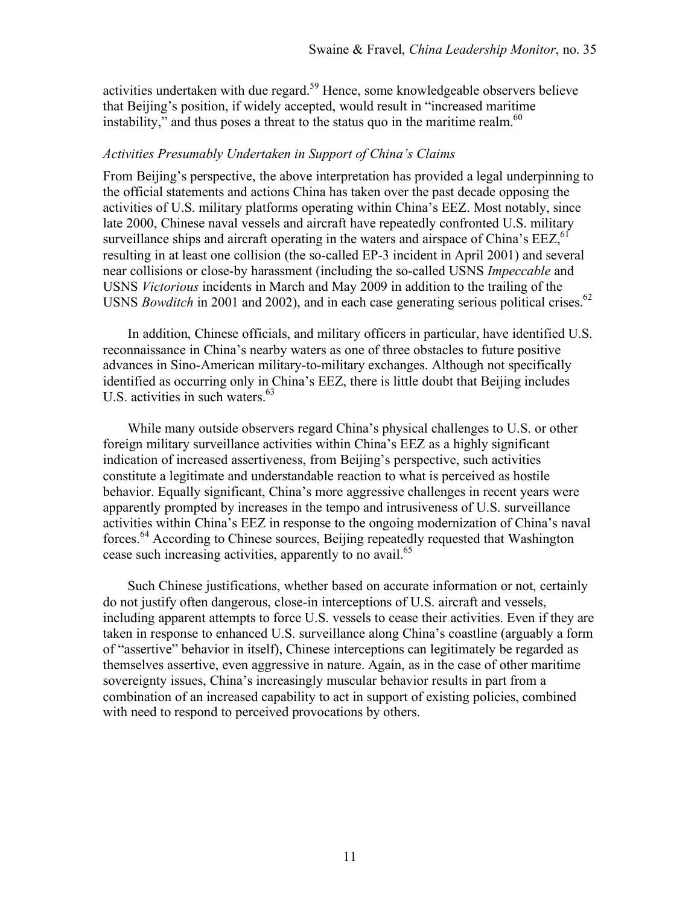activities undertaken with due regard.[59] Hence, some knowledgeable observers believe that Beijing's position, if widely accepted, would result in "increased maritime instability," and thus poses a threat to the status quo in the maritime realm.[60]

### *Activities Presumably Undertaken in Support of China's Claims*

From Beijing's perspective, the above interpretation has provided a legal underpinning to the official statements and actions China has taken over the past decade opposing the activities of U.S. military platforms operating within China's EEZ. Most notably, since late 2000, Chinese naval vessels and aircraft have repeatedly confronted U.S. military surveillance ships and aircraft operating in the waters and airspace of China's EEZ,[61] resulting in at least one collision (the so-called EP-3 incident in April 2001) and several near collisions or close-by harassment (including the so-called USNS *Impeccable* and USNS *Victorious* incidents in March and May 2009 in addition to the trailing of the USNS *Bowditch* in 2001 and 2002), and in each case generating serious political crises.[62]

In addition, Chinese officials, and military officers in particular, have identified U.S. reconnaissance in China's nearby waters as one of three obstacles to future positive advances in Sino-American military-to-military exchanges. Although not specifically identified as occurring only in China's EEZ, there is little doubt that Beijing includes U.S. activities in such waters.[63]

While many outside observers regard China's physical challenges to U.S. or other foreign military surveillance activities within China's EEZ as a highly significant indication of increased assertiveness, from Beijing's perspective, such activities constitute a legitimate and understandable reaction to what is perceived as hostile behavior. Equally significant, China's more aggressive challenges in recent years were apparently prompted by increases in the tempo and intrusiveness of U.S. surveillance activities within China's EEZ in response to the ongoing modernization of China's naval forces.[64] According to Chinese sources, Beijing repeatedly requested that Washington cease such increasing activities, apparently to no avail.[65]

Such Chinese justifications, whether based on accurate information or not, certainly do not justify often dangerous, close-in interceptions of U.S. aircraft and vessels, including apparent attempts to force U.S. vessels to cease their activities. Even if they are taken in response to enhanced U.S. surveillance along China's coastline (arguably a form of "assertive" behavior in itself), Chinese interceptions can legitimately be regarded as themselves assertive, even aggressive in nature. Again, as in the case of other maritime sovereignty issues, China's increasingly muscular behavior results in part from a combination of an increased capability to act in support of existing policies, combined with need to respond to perceived provocations by others.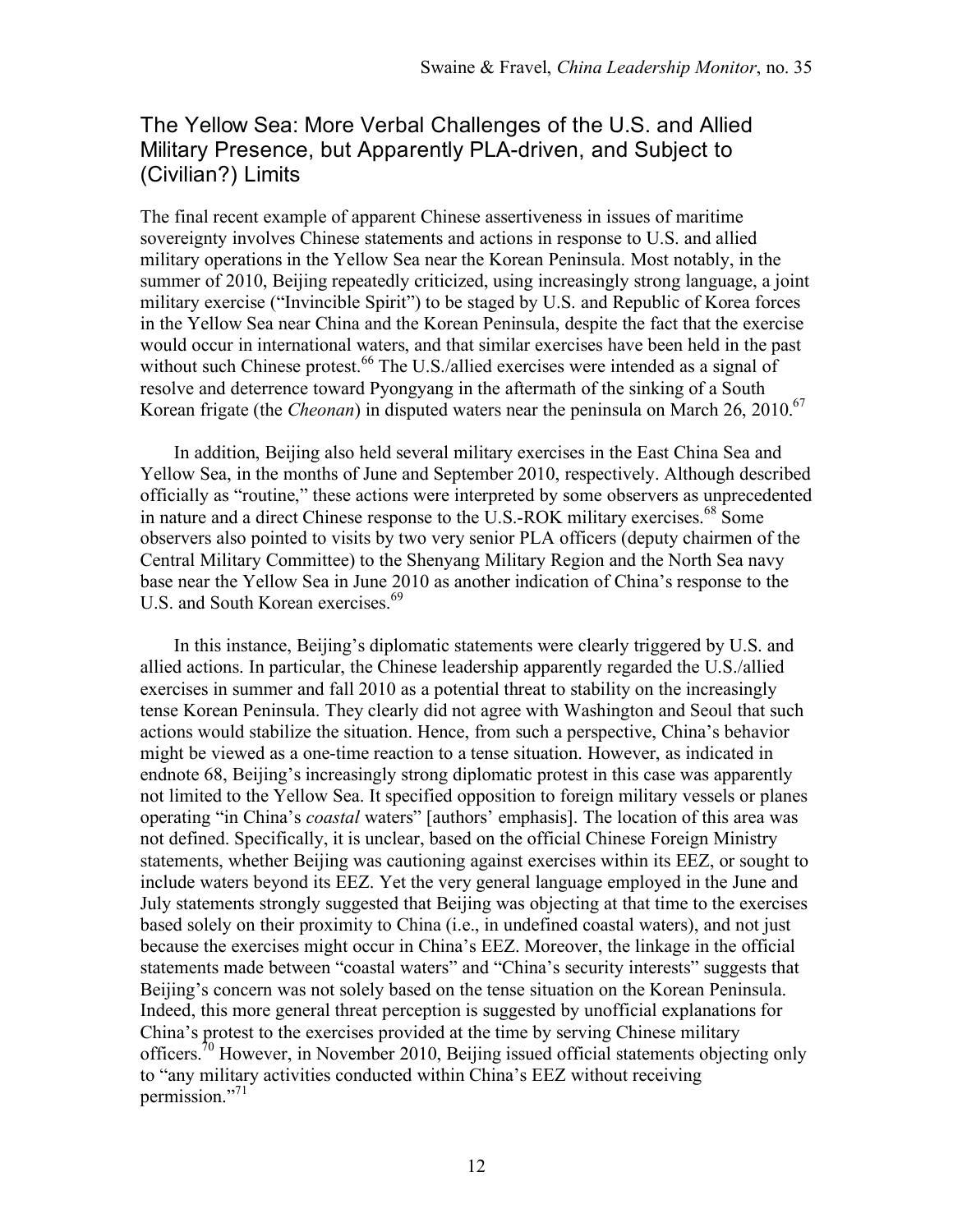## The Yellow Sea: More Verbal Challenges of the U.S. and Allied Military Presence, but Apparently PLA-driven, and Subject to (Civilian?) Limits

The final recent example of apparent Chinese assertiveness in issues of maritime sovereignty involves Chinese statements and actions in response to U.S. and allied military operations in the Yellow Sea near the Korean Peninsula. Most notably, in the summer of 2010, Beijing repeatedly criticized, using increasingly strong language, a joint military exercise ("Invincible Spirit") to be staged by U.S. and Republic of Korea forces in the Yellow Sea near China and the Korean Peninsula, despite the fact that the exercise would occur in international waters, and that similar exercises have been held in the past without such Chinese protest.[66] The U.S./allied exercises were intended as a signal of resolve and deterrence toward Pyongyang in the aftermath of the sinking of a South Korean frigate (the *Cheonan*) in disputed waters near the peninsula on March 26, 2010.[67]

In addition, Beijing also held several military exercises in the East China Sea and Yellow Sea, in the months of June and September 2010, respectively. Although described officially as "routine," these actions were interpreted by some observers as unprecedented in nature and a direct Chinese response to the U.S.-ROK military exercises.[68] Some observers also pointed to visits by two very senior PLA officers (deputy chairmen of the Central Military Committee) to the Shenyang Military Region and the North Sea navy base near the Yellow Sea in June 2010 as another indication of China's response to the U.S. and South Korean exercises.[69]

In this instance, Beijing's diplomatic statements were clearly triggered by U.S. and allied actions. In particular, the Chinese leadership apparently regarded the U.S./allied exercises in summer and fall 2010 as a potential threat to stability on the increasingly tense Korean Peninsula. They clearly did not agree with Washington and Seoul that such actions would stabilize the situation. Hence, from such a perspective, China's behavior might be viewed as a one-time reaction to a tense situation. However, as indicated in endnote 68, Beijing's increasingly strong diplomatic protest in this case was apparently not limited to the Yellow Sea. It specified opposition to foreign military vessels or planes operating "in China's *coastal* waters" [authors' emphasis]. The location of this area was not defined. Specifically, it is unclear, based on the official Chinese Foreign Ministry statements, whether Beijing was cautioning against exercises within its EEZ, or sought to include waters beyond its EEZ. Yet the very general language employed in the June and July statements strongly suggested that Beijing was objecting at that time to the exercises based solely on their proximity to China (i.e., in undefined coastal waters), and not just because the exercises might occur in China's EEZ. Moreover, the linkage in the official statements made between "coastal waters" and "China's security interests" suggests that Beijing's concern was not solely based on the tense situation on the Korean Peninsula. Indeed, this more general threat perception is suggested by unofficial explanations for China's protest to the exercises provided at the time by serving Chinese military officers.[70] However, in November 2010, Beijing issued official statements objecting only to "any military activities conducted within China's EEZ without receiving permission."[71]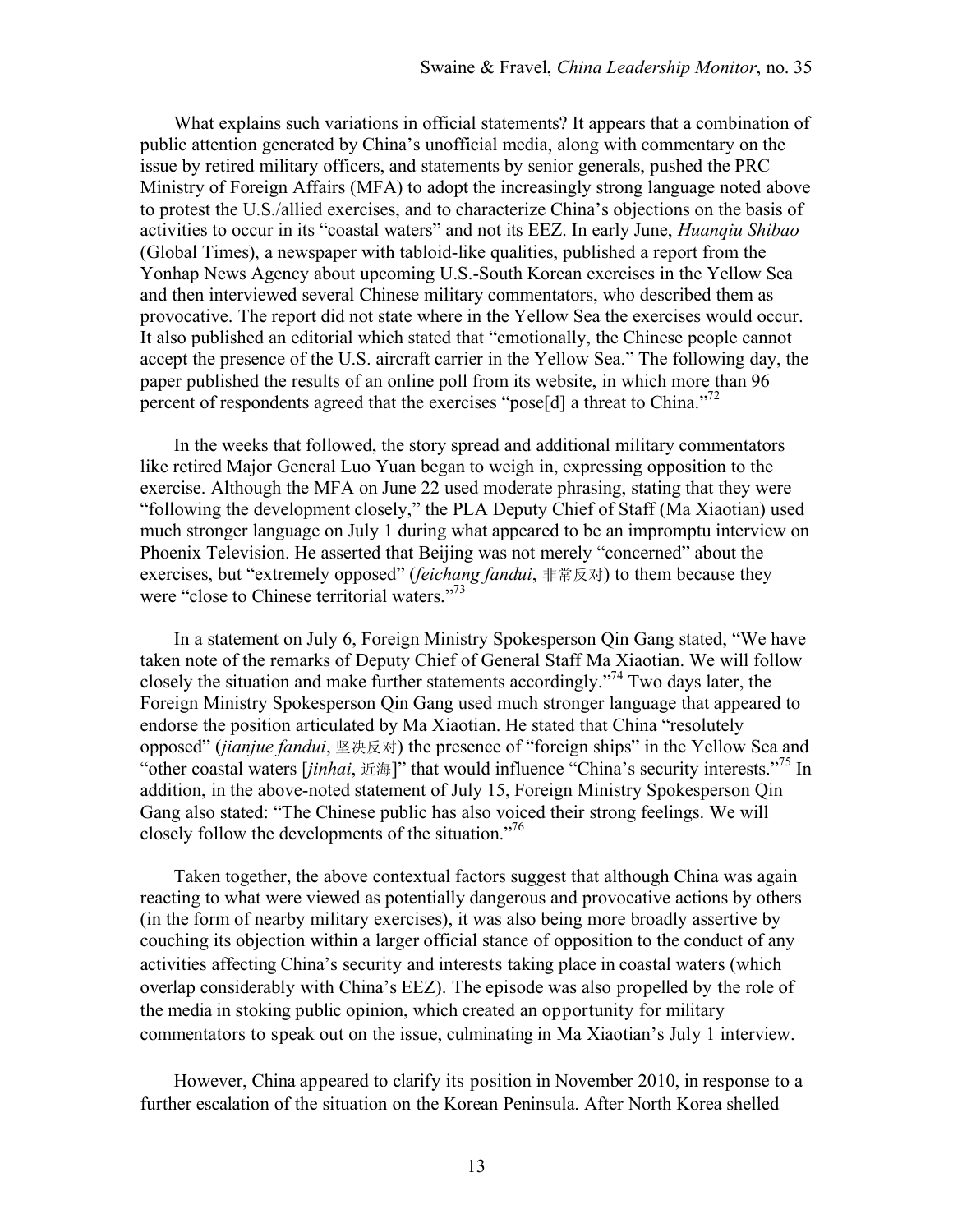What explains such variations in official statements? It appears that a combination of public attention generated by China's unofficial media, along with commentary on the issue by retired military officers, and statements by senior generals, pushed the PRC Ministry of Foreign Affairs (MFA) to adopt the increasingly strong language noted above to protest the U.S./allied exercises, and to characterize China's objections on the basis of activities to occur in its "coastal waters" and not its EEZ. In early June, *Huanqiu Shibao* (Global Times), a newspaper with tabloid-like qualities, published a report from the Yonhap News Agency about upcoming U.S.-South Korean exercises in the Yellow Sea and then interviewed several Chinese military commentators, who described them as provocative. The report did not state where in the Yellow Sea the exercises would occur. It also published an editorial which stated that "emotionally, the Chinese people cannot accept the presence of the U.S. aircraft carrier in the Yellow Sea." The following day, the paper published the results of an online poll from its website, in which more than 96 percent of respondents agreed that the exercises "pose[d] a threat to China."[72]

In the weeks that followed, the story spread and additional military commentators like retired Major General Luo Yuan began to weigh in, expressing opposition to the exercise. Although the MFA on June 22 used moderate phrasing, stating that they were "following the development closely," the PLA Deputy Chief of Staff (Ma Xiaotian) used much stronger language on July 1 during what appeared to be an impromptu interview on Phoenix Television. He asserted that Beijing was not merely "concerned" about the exercises, but "extremely opposed" (*feichang fandui*, 非常反对) to them because they were "close to Chinese territorial waters."[73]

In a statement on July 6, Foreign Ministry Spokesperson Qin Gang stated, "We have taken note of the remarks of Deputy Chief of General Staff Ma Xiaotian. We will follow closely the situation and make further statements accordingly."[74] Two days later, the Foreign Ministry Spokesperson Qin Gang used much stronger language that appeared to endorse the position articulated by Ma Xiaotian. He stated that China "resolutely opposed" (*jianjue fandui*, 坚决反对) the presence of "foreign ships" in the Yellow Sea and "other coastal waters [*jinhai*, 近海]" that would influence "China's security interests."[75] In addition, in the above-noted statement of July 15, Foreign Ministry Spokesperson Qin Gang also stated: "The Chinese public has also voiced their strong feelings. We will closely follow the developments of the situation."[76]

Taken together, the above contextual factors suggest that although China was again reacting to what were viewed as potentially dangerous and provocative actions by others (in the form of nearby military exercises), it was also being more broadly assertive by couching its objection within a larger official stance of opposition to the conduct of any activities affecting China's security and interests taking place in coastal waters (which overlap considerably with China's EEZ). The episode was also propelled by the role of the media in stoking public opinion, which created an opportunity for military commentators to speak out on the issue, culminating in Ma Xiaotian's July 1 interview.

However, China appeared to clarify its position in November 2010, in response to a further escalation of the situation on the Korean Peninsula. After North Korea shelled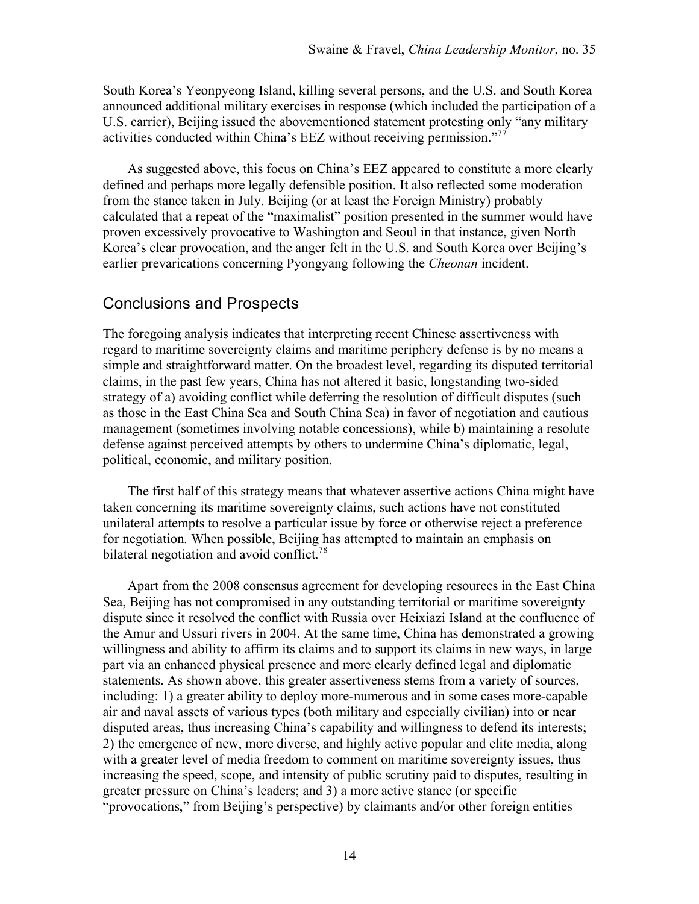South Korea's Yeonpyeong Island, killing several persons, and the U.S. and South Korea announced additional military exercises in response (which included the participation of a U.S. carrier), Beijing issued the abovementioned statement protesting only "any military activities conducted within China's EEZ without receiving permission."[77]

As suggested above, this focus on China's EEZ appeared to constitute a more clearly defined and perhaps more legally defensible position. It also reflected some moderation from the stance taken in July. Beijing (or at least the Foreign Ministry) probably calculated that a repeat of the "maximalist" position presented in the summer would have proven excessively provocative to Washington and Seoul in that instance, given North Korea's clear provocation, and the anger felt in the U.S. and South Korea over Beijing's earlier prevarications concerning Pyongyang following the *Cheonan* incident.

## Conclusions and Prospects

The foregoing analysis indicates that interpreting recent Chinese assertiveness with regard to maritime sovereignty claims and maritime periphery defense is by no means a simple and straightforward matter. On the broadest level, regarding its disputed territorial claims, in the past few years, China has not altered it basic, longstanding two-sided strategy of a) avoiding conflict while deferring the resolution of difficult disputes (such as those in the East China Sea and South China Sea) in favor of negotiation and cautious management (sometimes involving notable concessions), while b) maintaining a resolute defense against perceived attempts by others to undermine China's diplomatic, legal, political, economic, and military position.

The first half of this strategy means that whatever assertive actions China might have taken concerning its maritime sovereignty claims, such actions have not constituted unilateral attempts to resolve a particular issue by force or otherwise reject a preference for negotiation. When possible, Beijing has attempted to maintain an emphasis on bilateral negotiation and avoid conflict.[78]

Apart from the 2008 consensus agreement for developing resources in the East China Sea, Beijing has not compromised in any outstanding territorial or maritime sovereignty dispute since it resolved the conflict with Russia over Heixiazi Island at the confluence of the Amur and Ussuri rivers in 2004. At the same time, China has demonstrated a growing willingness and ability to affirm its claims and to support its claims in new ways, in large part via an enhanced physical presence and more clearly defined legal and diplomatic statements. As shown above, this greater assertiveness stems from a variety of sources, including: 1) a greater ability to deploy more-numerous and in some cases more-capable air and naval assets of various types (both military and especially civilian) into or near disputed areas, thus increasing China's capability and willingness to defend its interests; 2) the emergence of new, more diverse, and highly active popular and elite media, along with a greater level of media freedom to comment on maritime sovereignty issues, thus increasing the speed, scope, and intensity of public scrutiny paid to disputes, resulting in greater pressure on China's leaders; and 3) a more active stance (or specific "provocations," from Beijing's perspective) by claimants and/or other foreign entities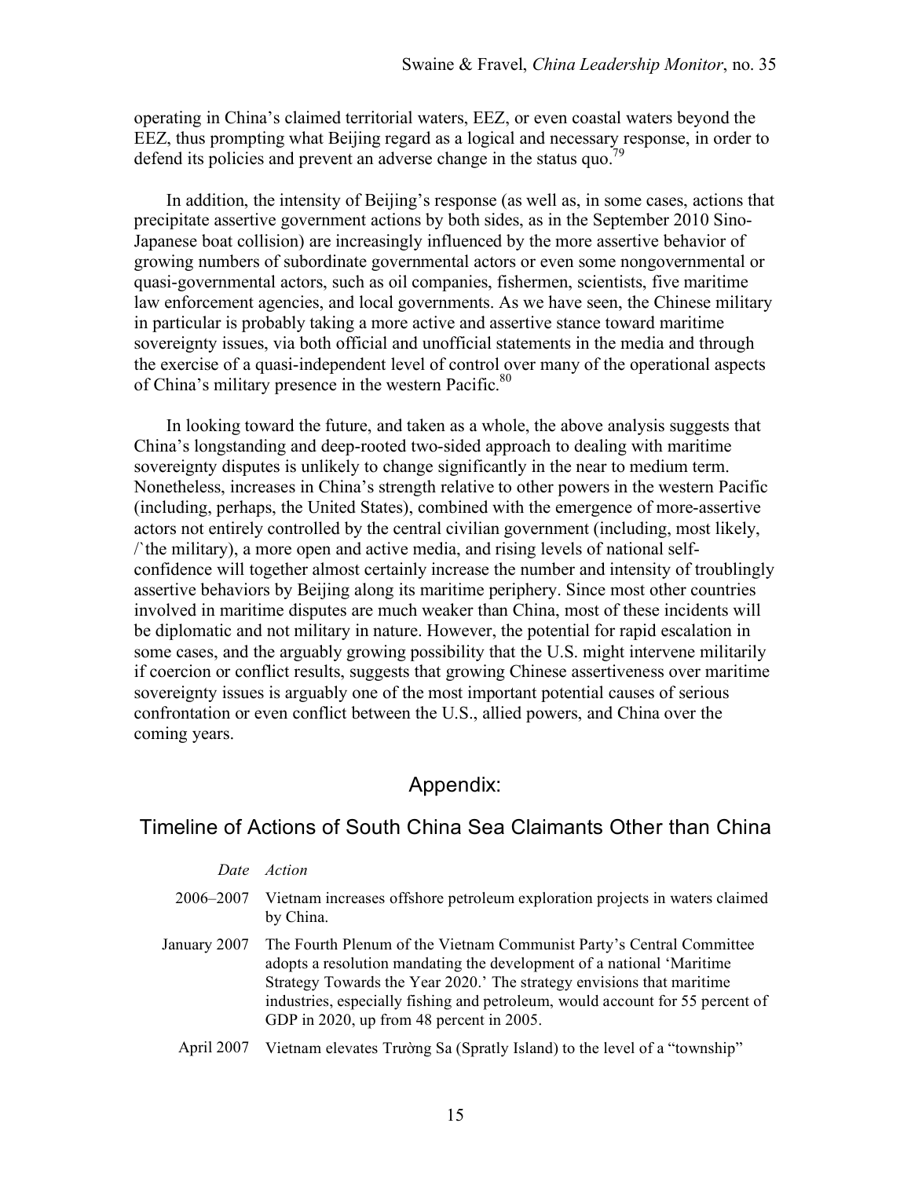operating in China's claimed territorial waters, EEZ, or even coastal waters beyond the EEZ, thus prompting what Beijing regard as a logical and necessary response, in order to defend its policies and prevent an adverse change in the status quo.[79]

In addition, the intensity of Beijing's response (as well as, in some cases, actions that precipitate assertive government actions by both sides, as in the September 2010 Sino-Japanese boat collision) are increasingly influenced by the more assertive behavior of growing numbers of subordinate governmental actors or even some nongovernmental or quasi-governmental actors, such as oil companies, fishermen, scientists, five maritime law enforcement agencies, and local governments. As we have seen, the Chinese military in particular is probably taking a more active and assertive stance toward maritime sovereignty issues, via both official and unofficial statements in the media and through the exercise of a quasi-independent level of control over many of the operational aspects of China's military presence in the western Pacific.[80]

In looking toward the future, and taken as a whole, the above analysis suggests that China's longstanding and deep-rooted two-sided approach to dealing with maritime sovereignty disputes is unlikely to change significantly in the near to medium term. Nonetheless, increases in China's strength relative to other powers in the western Pacific (including, perhaps, the United States), combined with the emergence of more-assertive actors not entirely controlled by the central civilian government (including, most likely, /`the military), a more open and active media, and rising levels of national self-confidence will together almost certainly increase the number and intensity of troublingly assertive behaviors by Beijing along its maritime periphery. Since most other countries involved in maritime disputes are much weaker than China, most of these incidents will be diplomatic and not military in nature. However, the potential for rapid escalation in some cases, and the arguably growing possibility that the U.S. might intervene militarily if coercion or conflict results, suggests that growing Chinese assertiveness over maritime sovereignty issues is arguably one of the most important potential causes of serious confrontation or even conflict between the U.S., allied powers, and China over the coming years.

## Appendix:

## Timeline of Actions of South China Sea Claimants Other than China

| *Date* | *Action* |
|---|---|
| 2006–2007 | Vietnam increases offshore petroleum exploration projects in waters claimed by China. |
| January 2007 | The Fourth Plenum of the Vietnam Communist Party's Central Committee adopts a resolution mandating the development of a national 'Maritime Strategy Towards the Year 2020.' The strategy envisions that maritime industries, especially fishing and petroleum, would account for 55 percent of GDP in 2020, up from 48 percent in 2005. |
| April 2007 | Vietnam elevates Trường Sa (Spratly Island) to the level of a "township" |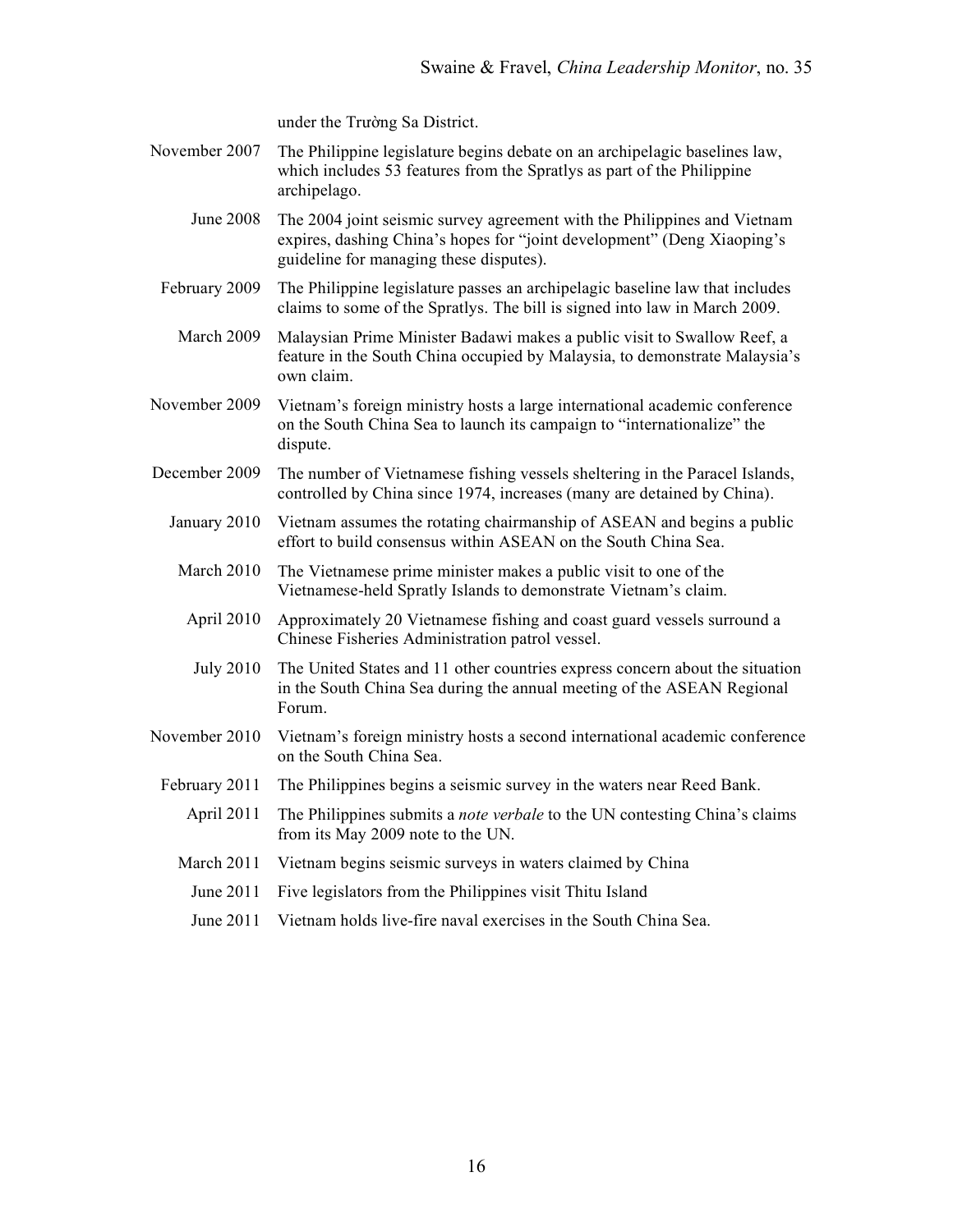| | |
|---|---|
| | under the Trường Sa District. |
| November 2007 | The Philippine legislature begins debate on an archipelagic baselines law, which includes 53 features from the Spratlys as part of the Philippine archipelago. |
| June 2008 | The 2004 joint seismic survey agreement with the Philippines and Vietnam expires, dashing China's hopes for "joint development" (Deng Xiaoping's guideline for managing these disputes). |
| February 2009 | The Philippine legislature passes an archipelagic baseline law that includes claims to some of the Spratlys. The bill is signed into law in March 2009. |
| March 2009 | Malaysian Prime Minister Badawi makes a public visit to Swallow Reef, a feature in the South China occupied by Malaysia, to demonstrate Malaysia's own claim. |
| November 2009 | Vietnam's foreign ministry hosts a large international academic conference on the South China Sea to launch its campaign to "internationalize" the dispute. |
| December 2009 | The number of Vietnamese fishing vessels sheltering in the Paracel Islands, controlled by China since 1974, increases (many are detained by China). |
| January 2010 | Vietnam assumes the rotating chairmanship of ASEAN and begins a public effort to build consensus within ASEAN on the South China Sea. |
| March 2010 | The Vietnamese prime minister makes a public visit to one of the Vietnamese-held Spratly Islands to demonstrate Vietnam's claim. |
| April 2010 | Approximately 20 Vietnamese fishing and coast guard vessels surround a Chinese Fisheries Administration patrol vessel. |
| July 2010 | The United States and 11 other countries express concern about the situation in the South China Sea during the annual meeting of the ASEAN Regional Forum. |
| November 2010 | Vietnam's foreign ministry hosts a second international academic conference on the South China Sea. |
| February 2011 | The Philippines begins a seismic survey in the waters near Reed Bank. |
| April 2011 | The Philippines submits a *note verbale* to the UN contesting China's claims from its May 2009 note to the UN. |
| March 2011 | Vietnam begins seismic surveys in waters claimed by China |
| June 2011 | Five legislators from the Philippines visit Thitu Island |
| June 2011 | Vietnam holds live-fire naval exercises in the South China Sea. |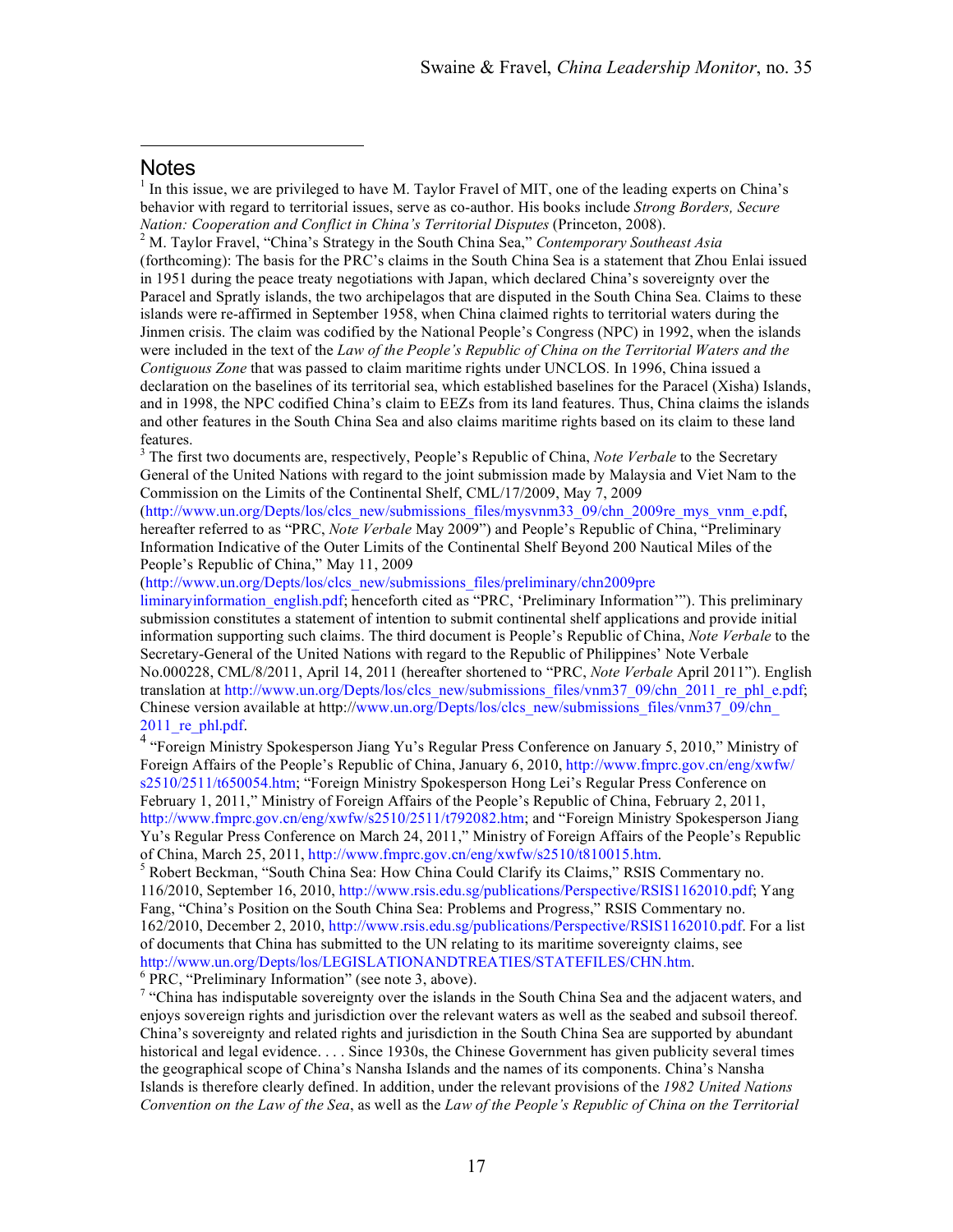## Notes

[1] In this issue, we are privileged to have M. Taylor Fravel of MIT, one of the leading experts on China's behavior with regard to territorial issues, serve as co-author. His books include *Strong Borders, Secure Nation: Cooperation and Conflict in China's Territorial Disputes* (Princeton, 2008).

[2] M. Taylor Fravel, "China's Strategy in the South China Sea," *Contemporary Southeast Asia* (forthcoming): The basis for the PRC's claims in the South China Sea is a statement that Zhou Enlai issued in 1951 during the peace treaty negotiations with Japan, which declared China's sovereignty over the Paracel and Spratly islands, the two archipelagos that are disputed in the South China Sea. Claims to these islands were re-affirmed in September 1958, when China claimed rights to territorial waters during the Jinmen crisis. The claim was codified by the National People's Congress (NPC) in 1992, when the islands were included in the text of the *Law of the People's Republic of China on the Territorial Waters and the Contiguous Zone* that was passed to claim maritime rights under UNCLOS. In 1996, China issued a declaration on the baselines of its territorial sea, which established baselines for the Paracel (Xisha) Islands, and in 1998, the NPC codified China's claim to EEZs from its land features. Thus, China claims the islands and other features in the South China Sea and also claims maritime rights based on its claim to these land features.

[3] The first two documents are, respectively, People's Republic of China, *Note Verbale* to the Secretary General of the United Nations with regard to the joint submission made by Malaysia and Viet Nam to the Commission on the Limits of the Continental Shelf, CML/17/2009, May 7, 2009 (http://www.un.org/Depts/los/clcs_new/submissions_files/mysvnm33_09/chn_2009re_mys_vnm_e.pdf, hereafter referred to as "PRC, *Note Verbale* May 2009") and People's Republic of China, "Preliminary Information Indicative of the Outer Limits of the Continental Shelf Beyond 200 Nautical Miles of the People's Republic of China," May 11, 2009 (http://www.un.org/Depts/los/clcs_new/submissions_files/preliminary/chn2009preliminaryinformation_english.pdf; henceforth cited as "PRC, 'Preliminary Information'"). This preliminary submission constitutes a statement of intention to submit continental shelf applications and provide initial information supporting such claims. The third document is People's Republic of China, *Note Verbale* to the Secretary-General of the United Nations with regard to the Republic of Philippines' Note Verbale No.000228, CML/8/2011, April 14, 2011 (hereafter shortened to "PRC, *Note Verbale* April 2011"). English translation at http://www.un.org/Depts/los/clcs_new/submissions_files/vnm37_09/chn_2011_re_phl_e.pdf; Chinese version available at http://www.un.org/Depts/los/clcs_new/submissions_files/vnm37_09/chn_2011_re_phl.pdf.

[4] "Foreign Ministry Spokesperson Jiang Yu's Regular Press Conference on January 5, 2010," Ministry of Foreign Affairs of the People's Republic of China, January 6, 2010, http://www.fmprc.gov.cn/eng/xwfw/s2510/2511/t650054.htm; "Foreign Ministry Spokesperson Hong Lei's Regular Press Conference on February 1, 2011," Ministry of Foreign Affairs of the People's Republic of China, February 2, 2011, http://www.fmprc.gov.cn/eng/xwfw/s2510/2511/t792082.htm; and "Foreign Ministry Spokesperson Jiang Yu's Regular Press Conference on March 24, 2011," Ministry of Foreign Affairs of the People's Republic of China, March 25, 2011, http://www.fmprc.gov.cn/eng/xwfw/s2510/t810015.htm.

[5] Robert Beckman, "South China Sea: How China Could Clarify its Claims," RSIS Commentary no. 116/2010, September 16, 2010, http://www.rsis.edu.sg/publications/Perspective/RSIS1162010.pdf; Yang Fang, "China's Position on the South China Sea: Problems and Progress," RSIS Commentary no. 162/2010, December 2, 2010, http://www.rsis.edu.sg/publications/Perspective/RSIS1162010.pdf. For a list of documents that China has submitted to the UN relating to its maritime sovereignty claims, see http://www.un.org/Depts/los/LEGISLATIONANDTREATIES/STATEFILES/CHN.htm.

[6] PRC, "Preliminary Information" (see note 3, above).

[7] "China has indisputable sovereignty over the islands in the South China Sea and the adjacent waters, and enjoys sovereign rights and jurisdiction over the relevant waters as well as the seabed and subsoil thereof. China's sovereignty and related rights and jurisdiction in the South China Sea are supported by abundant historical and legal evidence. . . . Since 1930s, the Chinese Government has given publicity several times the geographical scope of China's Nansha Islands and the names of its components. China's Nansha Islands is therefore clearly defined. In addition, under the relevant provisions of the *1982 United Nations Convention on the Law of the Sea*, as well as the *Law of the People's Republic of China on the Territorial*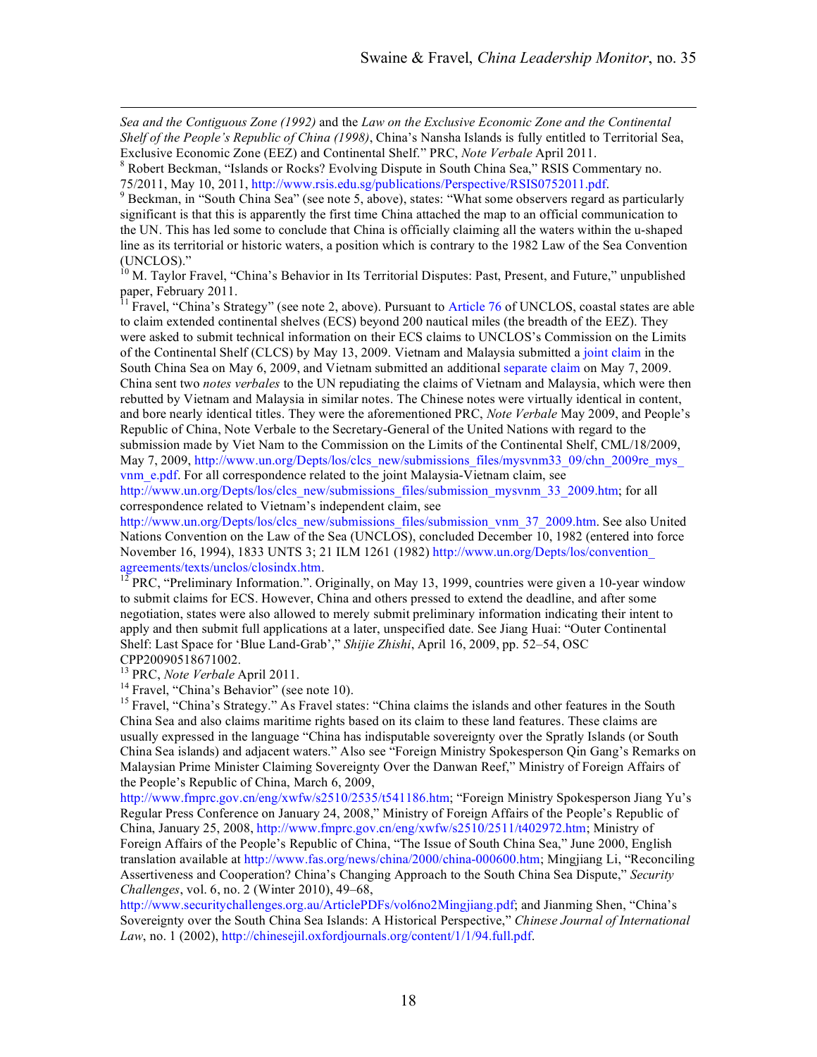*Sea and the Contiguous Zone (1992)* and the *Law on the Exclusive Economic Zone and the Continental Shelf of the People's Republic of China (1998)*, China's Nansha Islands is fully entitled to Territorial Sea, Exclusive Economic Zone (EEZ) and Continental Shelf." PRC, *Note Verbale* April 2011.

[8] Robert Beckman, "Islands or Rocks? Evolving Dispute in South China Sea," RSIS Commentary no. 75/2011, May 10, 2011, http://www.rsis.edu.sg/publications/Perspective/RSIS0752011.pdf.

[9] Beckman, in "South China Sea" (see note 5, above), states: "What some observers regard as particularly significant is that this is apparently the first time China attached the map to an official communication to the UN. This has led some to conclude that China is officially claiming all the waters within the u-shaped line as its territorial or historic waters, a position which is contrary to the 1982 Law of the Sea Convention (UNCLOS)."

[10] M. Taylor Fravel, "China's Behavior in Its Territorial Disputes: Past, Present, and Future," unpublished paper, February 2011.

[11] Fravel, "China's Strategy" (see note 2, above). Pursuant to Article 76 of UNCLOS, coastal states are able to claim extended continental shelves (ECS) beyond 200 nautical miles (the breadth of the EEZ). They were asked to submit technical information on their ECS claims to UNCLOS's Commission on the Limits of the Continental Shelf (CLCS) by May 13, 2009. Vietnam and Malaysia submitted a joint claim in the South China Sea on May 6, 2009, and Vietnam submitted an additional separate claim on May 7, 2009. China sent two *notes verbales* to the UN repudiating the claims of Vietnam and Malaysia, which were then rebutted by Vietnam and Malaysia in similar notes. The Chinese notes were virtually identical in content, and bore nearly identical titles. They were the aforementioned PRC, *Note Verbale* May 2009, and People's Republic of China, Note Verbale to the Secretary-General of the United Nations with regard to the submission made by Viet Nam to the Commission on the Limits of the Continental Shelf, CML/18/2009, May 7, 2009, http://www.un.org/Depts/los/clcs_new/submissions_files/mysvnm33_09/chn_2009re_mys_vnm_e.pdf. For all correspondence related to the joint Malaysia-Vietnam claim, see http://www.un.org/Depts/los/clcs_new/submissions_files/submission_mysvnm_33_2009.htm; for all correspondence related to Vietnam's independent claim, see http://www.un.org/Depts/los/clcs_new/submissions_files/submission_vnm_37_2009.htm. See also United Nations Convention on the Law of the Sea (UNCLOS), concluded December 10, 1982 (entered into force November 16, 1994), 1833 UNTS 3; 21 ILM 1261 (1982) http://www.un.org/Depts/los/convention_agreements/texts/unclos/closindx.htm.

[12] PRC, "Preliminary Information.". Originally, on May 13, 1999, countries were given a 10-year window to submit claims for ECS. However, China and others pressed to extend the deadline, and after some negotiation, states were also allowed to merely submit preliminary information indicating their intent to apply and then submit full applications at a later, unspecified date. See Jiang Huai: "Outer Continental Shelf: Last Space for 'Blue Land-Grab'," *Shijie Zhishi*, April 16, 2009, pp. 52–54, OSC CPP20090518671002.

[13] PRC, *Note Verbale* April 2011.

[14] Fravel, "China's Behavior" (see note 10).

[15] Fravel, "China's Strategy." As Fravel states: "China claims the islands and other features in the South China Sea and also claims maritime rights based on its claim to these land features. These claims are usually expressed in the language "China has indisputable sovereignty over the Spratly Islands (or South China Sea islands) and adjacent waters." Also see "Foreign Ministry Spokesperson Qin Gang's Remarks on Malaysian Prime Minister Claiming Sovereignty Over the Danwan Reef," Ministry of Foreign Affairs of the People's Republic of China, March 6, 2009, http://www.fmprc.gov.cn/eng/xwfw/s2510/2535/t541186.htm; "Foreign Ministry Spokesperson Jiang Yu's Regular Press Conference on January 24, 2008," Ministry of Foreign Affairs of the People's Republic of China, January 25, 2008, http://www.fmprc.gov.cn/eng/xwfw/s2510/2511/t402972.htm; Ministry of Foreign Affairs of the People's Republic of China, "The Issue of South China Sea," June 2000, English translation available at http://www.fas.org/news/china/2000/china-000600.htm; Mingjiang Li, "Reconciling Assertiveness and Cooperation? China's Changing Approach to the South China Sea Dispute," *Security Challenges*, vol. 6, no. 2 (Winter 2010), 49–68, http://www.securitychallenges.org.au/ArticlePDFs/vol6no2Mingjiang.pdf; and Jianming Shen, "China's Sovereignty over the South China Sea Islands: A Historical Perspective," *Chinese Journal of International Law*, no. 1 (2002), http://chinesejil.oxfordjournals.org/content/1/1/94.full.pdf.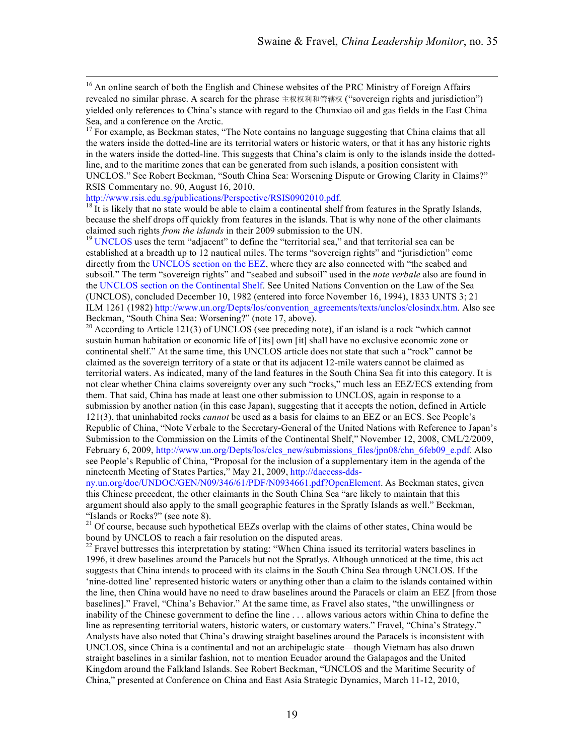[16] An online search of both the English and Chinese websites of the PRC Ministry of Foreign Affairs revealed no similar phrase. A search for the phrase 主权权利和管辖权 ("sovereign rights and jurisdiction") yielded only references to China's stance with regard to the Chunxiao oil and gas fields in the East China Sea, and a conference on the Arctic.

[17] For example, as Beckman states, "The Note contains no language suggesting that China claims that all the waters inside the dotted-line are its territorial waters or historic waters, or that it has any historic rights in the waters inside the dotted-line. This suggests that China's claim is only to the islands inside the dotted-line, and to the maritime zones that can be generated from such islands, a position consistent with UNCLOS." See Robert Beckman, "South China Sea: Worsening Dispute or Growing Clarity in Claims?" RSIS Commentary no. 90, August 16, 2010, http://www.rsis.edu.sg/publications/Perspective/RSIS0902010.pdf.

[18] It is likely that no state would be able to claim a continental shelf from features in the Spratly Islands, because the shelf drops off quickly from features in the islands. That is why none of the other claimants claimed such rights *from the islands* in their 2009 submission to the UN.

[19] UNCLOS uses the term "adjacent" to define the "territorial sea," and that territorial sea can be established at a breadth up to 12 nautical miles. The terms "sovereign rights" and "jurisdiction" come directly from the UNCLOS section on the EEZ, where they are also connected with "the seabed and subsoil." The term "sovereign rights" and "seabed and subsoil" used in the *note verbale* also are found in the UNCLOS section on the Continental Shelf. See United Nations Convention on the Law of the Sea (UNCLOS), concluded December 10, 1982 (entered into force November 16, 1994), 1833 UNTS 3; 21 ILM 1261 (1982) http://www.un.org/Depts/los/convention_agreements/texts/unclos/closindx.htm. Also see Beckman, "South China Sea: Worsening?" (note 17, above).

[20] According to Article 121(3) of UNCLOS (see preceding note), if an island is a rock "which cannot sustain human habitation or economic life of [its] own [it] shall have no exclusive economic zone or continental shelf." At the same time, this UNCLOS article does not state that such a "rock" cannot be claimed as the sovereign territory of a state or that its adjacent 12-mile waters cannot be claimed as territorial waters. As indicated, many of the land features in the South China Sea fit into this category. It is not clear whether China claims sovereignty over any such "rocks," much less an EEZ/ECS extending from them. That said, China has made at least one other submission to UNCLOS, again in response to a submission by another nation (in this case Japan), suggesting that it accepts the notion, defined in Article 121(3), that uninhabited rocks *cannot* be used as a basis for claims to an EEZ or an ECS. See People's Republic of China, "Note Verbale to the Secretary-General of the United Nations with Reference to Japan's Submission to the Commission on the Limits of the Continental Shelf," November 12, 2008, CML/2/2009, February 6, 2009, http://www.un.org/Depts/los/clcs_new/submissions_files/jpn08/chn_6feb09_e.pdf. Also see People's Republic of China, "Proposal for the inclusion of a supplementary item in the agenda of the nineteenth Meeting of States Parties," May 21, 2009, http://daccess-dds-ny.un.org/doc/UNDOC/GEN/N09/346/61/PDF/N0934661.pdf?OpenElement. As Beckman states, given this Chinese precedent, the other claimants in the South China Sea "are likely to maintain that this argument should also apply to the small geographic features in the Spratly Islands as well." Beckman, "Islands or Rocks?" (see note 8).

[21] Of course, because such hypothetical EEZs overlap with the claims of other states, China would be bound by UNCLOS to reach a fair resolution on the disputed areas.

[22] Fravel buttresses this interpretation by stating: "When China issued its territorial waters baselines in 1996, it drew baselines around the Paracels but not the Spratlys. Although unnoticed at the time, this act suggests that China intends to proceed with its claims in the South China Sea through UNCLOS. If the 'nine-dotted line' represented historic waters or anything other than a claim to the islands contained within the line, then China would have no need to draw baselines around the Paracels or claim an EEZ [from those baselines]." Fravel, "China's Behavior." At the same time, as Fravel also states, "the unwillingness or inability of the Chinese government to define the line . . . allows various actors within China to define the line as representing territorial waters, historic waters, or customary waters." Fravel, "China's Strategy." Analysts have also noted that China's drawing straight baselines around the Paracels is inconsistent with UNCLOS, since China is a continental and not an archipelagic state—though Vietnam has also drawn straight baselines in a similar fashion, not to mention Ecuador around the Galapagos and the United Kingdom around the Falkland Islands. See Robert Beckman, "UNCLOS and the Maritime Security of China," presented at Conference on China and East Asia Strategic Dynamics, March 11-12, 2010,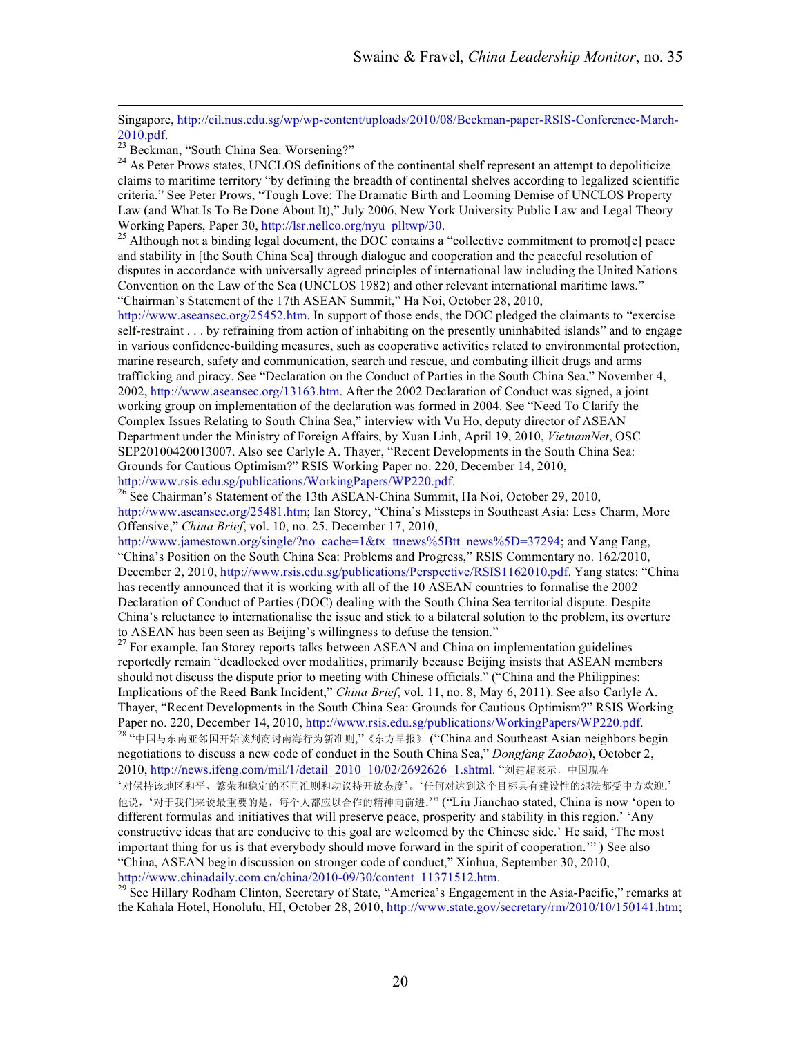Singapore, http://cil.nus.edu.sg/wp/wp-content/uploads/2010/08/Beckman-paper-RSIS-Conference-March-2010.pdf.

[23] Beckman, "South China Sea: Worsening?"

[24] As Peter Prows states, UNCLOS definitions of the continental shelf represent an attempt to depoliticize claims to maritime territory "by defining the breadth of continental shelves according to legalized scientific criteria." See Peter Prows, "Tough Love: The Dramatic Birth and Looming Demise of UNCLOS Property Law (and What Is To Be Done About It)," July 2006, New York University Public Law and Legal Theory Working Papers, Paper 30, http://lsr.nellco.org/nyu_plltwp/30.

[25] Although not a binding legal document, the DOC contains a "collective commitment to promot[e] peace and stability in [the South China Sea] through dialogue and cooperation and the peaceful resolution of disputes in accordance with universally agreed principles of international law including the United Nations Convention on the Law of the Sea (UNCLOS 1982) and other relevant international maritime laws." "Chairman's Statement of the 17th ASEAN Summit," Ha Noi, October 28, 2010, http://www.aseansec.org/25452.htm. In support of those ends, the DOC pledged the claimants to "exercise self-restraint . . . by refraining from action of inhabiting on the presently uninhabited islands" and to engage in various confidence-building measures, such as cooperative activities related to environmental protection, marine research, safety and communication, search and rescue, and combating illicit drugs and arms trafficking and piracy. See "Declaration on the Conduct of Parties in the South China Sea," November 4, 2002, http://www.aseansec.org/13163.htm. After the 2002 Declaration of Conduct was signed, a joint working group on implementation of the declaration was formed in 2004. See "Need To Clarify the Complex Issues Relating to South China Sea," interview with Vu Ho, deputy director of ASEAN Department under the Ministry of Foreign Affairs, by Xuan Linh, April 19, 2010, *VietnamNet*, OSC SEP20100420013007. Also see Carlyle A. Thayer, "Recent Developments in the South China Sea: Grounds for Cautious Optimism?" RSIS Working Paper no. 220, December 14, 2010, http://www.rsis.edu.sg/publications/WorkingPapers/WP220.pdf.

[26] See Chairman's Statement of the 13th ASEAN-China Summit, Ha Noi, October 29, 2010, http://www.aseansec.org/25481.htm; Ian Storey, "China's Missteps in Southeast Asia: Less Charm, More Offensive," *China Brief*, vol. 10, no. 25, December 17, 2010, http://www.jamestown.org/single/?no_cache=1&tx_ttnews%5Btt_news%5D=37294; and Yang Fang, "China's Position on the South China Sea: Problems and Progress," RSIS Commentary no. 162/2010, December 2, 2010, http://www.rsis.edu.sg/publications/Perspective/RSIS1162010.pdf. Yang states: "China has recently announced that it is working with all of the 10 ASEAN countries to formalise the 2002 Declaration of Conduct of Parties (DOC) dealing with the South China Sea territorial dispute. Despite China's reluctance to internationalise the issue and stick to a bilateral solution to the problem, its overture to ASEAN has been seen as Beijing's willingness to defuse the tension."

[27] For example, Ian Storey reports talks between ASEAN and China on implementation guidelines reportedly remain "deadlocked over modalities, primarily because Beijing insists that ASEAN members should not discuss the dispute prior to meeting with Chinese officials." ("China and the Philippines: Implications of the Reed Bank Incident," *China Brief*, vol. 11, no. 8, May 6, 2011). See also Carlyle A. Thayer, "Recent Developments in the South China Sea: Grounds for Cautious Optimism?" RSIS Working Paper no. 220, December 14, 2010, http://www.rsis.edu.sg/publications/WorkingPapers/WP220.pdf.

[28] "中国与东南亚邻国开始谈判商讨南海行为新准则,"《东方早报》 ("China and Southeast Asian neighbors begin negotiations to discuss a new code of conduct in the South China Sea," *Dongfang Zaobao*), October 2, 2010, http://news.ifeng.com/mil/1/detail_2010_10/02/2692626_1.shtml. "刘建超表示，中国现在'对保持该地区和平、繁荣和稳定的不同准则和动议持开放态度'。'任何对达到这个目标具有建设性的想法都受中方欢迎.'他说，'对于我们来说最重要的是，每个人都应以合作的精神向前进.'" ("Liu Jianchao stated, China is now 'open to different formulas and initiatives that will preserve peace, prosperity and stability in this region.' 'Any constructive ideas that are conducive to this goal are welcomed by the Chinese side.' He said, 'The most important thing for us is that everybody should move forward in the spirit of cooperation.'" ) See also "China, ASEAN begin discussion on stronger code of conduct," Xinhua, September 30, 2010, http://www.chinadaily.com.cn/china/2010-09/30/content_11371512.htm.

[29] See Hillary Rodham Clinton, Secretary of State, "America's Engagement in the Asia-Pacific," remarks at the Kahala Hotel, Honolulu, HI, October 28, 2010, http://www.state.gov/secretary/rm/2010/10/150141.htm;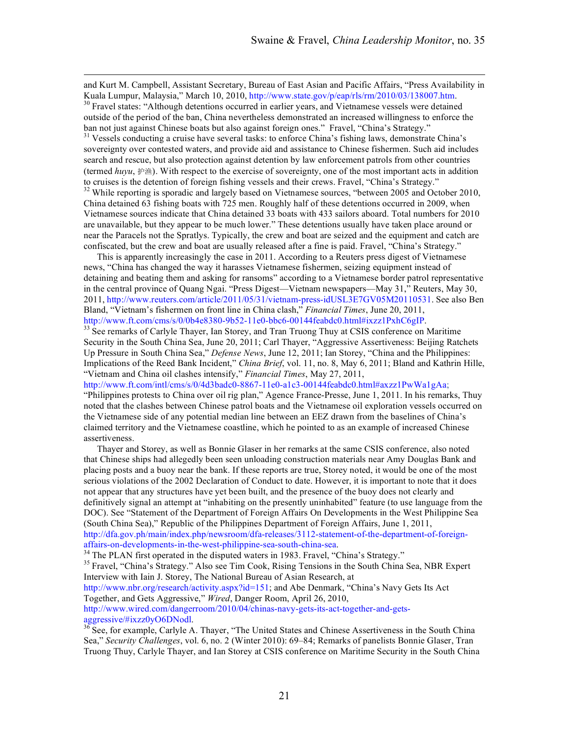and Kurt M. Campbell, Assistant Secretary, Bureau of East Asian and Pacific Affairs, "Press Availability in Kuala Lumpur, Malaysia," March 10, 2010, http://www.state.gov/p/eap/rls/rm/2010/03/138007.htm.

[30] Fravel states: "Although detentions occurred in earlier years, and Vietnamese vessels were detained outside of the period of the ban, China nevertheless demonstrated an increased willingness to enforce the ban not just against Chinese boats but also against foreign ones." Fravel, "China's Strategy."

[31] Vessels conducting a cruise have several tasks: to enforce China's fishing laws, demonstrate China's sovereignty over contested waters, and provide aid and assistance to Chinese fishermen. Such aid includes search and rescue, but also protection against detention by law enforcement patrols from other countries (termed *huyu*, 护渔). With respect to the exercise of sovereignty, one of the most important acts in addition to cruises is the detention of foreign fishing vessels and their crews. Fravel, "China's Strategy."

[32] While reporting is sporadic and largely based on Vietnamese sources, "between 2005 and October 2010, China detained 63 fishing boats with 725 men. Roughly half of these detentions occurred in 2009, when Vietnamese sources indicate that China detained 33 boats with 433 sailors aboard. Total numbers for 2010 are unavailable, but they appear to be much lower." These detentions usually have taken place around or near the Paracels not the Spratlys. Typically, the crew and boat are seized and the equipment and catch are confiscated, but the crew and boat are usually released after a fine is paid. Fravel, "China's Strategy."

This is apparently increasingly the case in 2011. According to a Reuters press digest of Vietnamese news, "China has changed the way it harasses Vietnamese fishermen, seizing equipment instead of detaining and beating them and asking for ransoms" according to a Vietnamese border patrol representative in the central province of Quang Ngai. "Press Digest—Vietnam newspapers—May 31," Reuters, May 30, 2011, http://www.reuters.com/article/2011/05/31/vietnam-press-idUSL3E7GV05M20110531. See also Ben Bland, "Vietnam's fishermen on front line in China clash," *Financial Times*, June 20, 2011, http://www.ft.com/cms/s/0/0b4e8380-9b52-11e0-bbc6-00144feabdc0.html#ixzz1PxhC6gIP.

[33] See remarks of Carlyle Thayer, Ian Storey, and Tran Truong Thuy at CSIS conference on Maritime Security in the South China Sea, June 20, 2011; Carl Thayer, "Aggressive Assertiveness: Beijing Ratchets Up Pressure in South China Sea," *Defense News*, June 12, 2011; Ian Storey, "China and the Philippines: Implications of the Reed Bank Incident," *China Brief*, vol. 11, no. 8, May 6, 2011; Bland and Kathrin Hille, "Vietnam and China oil clashes intensify," *Financial Times*, May 27, 2011, http://www.ft.com/intl/cms/s/0/4d3badc0-8867-11e0-a1c3-00144feabdc0.html#axzz1PwWa1gAa; "Philippines protests to China over oil rig plan," Agence France-Presse, June 1, 2011. In his remarks, Thuy noted that the clashes between Chinese patrol boats and the Vietnamese oil exploration vessels occurred on the Vietnamese side of any potential median line between an EEZ drawn from the baselines of China's claimed territory and the Vietnamese coastline, which he pointed to as an example of increased Chinese assertiveness.

Thayer and Storey, as well as Bonnie Glaser in her remarks at the same CSIS conference, also noted that Chinese ships had allegedly been seen unloading construction materials near Amy Douglas Bank and placing posts and a buoy near the bank. If these reports are true, Storey noted, it would be one of the most serious violations of the 2002 Declaration of Conduct to date. However, it is important to note that it does not appear that any structures have yet been built, and the presence of the buoy does not clearly and definitively signal an attempt at "inhabiting on the presently uninhabited" feature (to use language from the DOC). See "Statement of the Department of Foreign Affairs On Developments in the West Philippine Sea (South China Sea)," Republic of the Philippines Department of Foreign Affairs, June 1, 2011, http://dfa.gov.ph/main/index.php/newsroom/dfa-releases/3112-statement-of-the-department-of-foreign-affairs-on-developments-in-the-west-philippine-sea-south-china-sea.

[34] The PLAN first operated in the disputed waters in 1983. Fravel, "China's Strategy."

[35] Fravel, "China's Strategy." Also see Tim Cook, Rising Tensions in the South China Sea, NBR Expert Interview with Iain J. Storey, The National Bureau of Asian Research, at http://www.nbr.org/research/activity.aspx?id=151; and Abe Denmark, "China's Navy Gets Its Act Together, and Gets Aggressive," *Wired*, Danger Room, April 26, 2010, http://www.wired.com/dangerroom/2010/04/chinas-navy-gets-its-act-together-and-gets-aggressive/#ixzz0yO6DNodl.

[36] See, for example, Carlyle A. Thayer, "The United States and Chinese Assertiveness in the South China Sea," *Security Challenges*, vol. 6, no. 2 (Winter 2010): 69–84; Remarks of panelists Bonnie Glaser, Tran Truong Thuy, Carlyle Thayer, and Ian Storey at CSIS conference on Maritime Security in the South China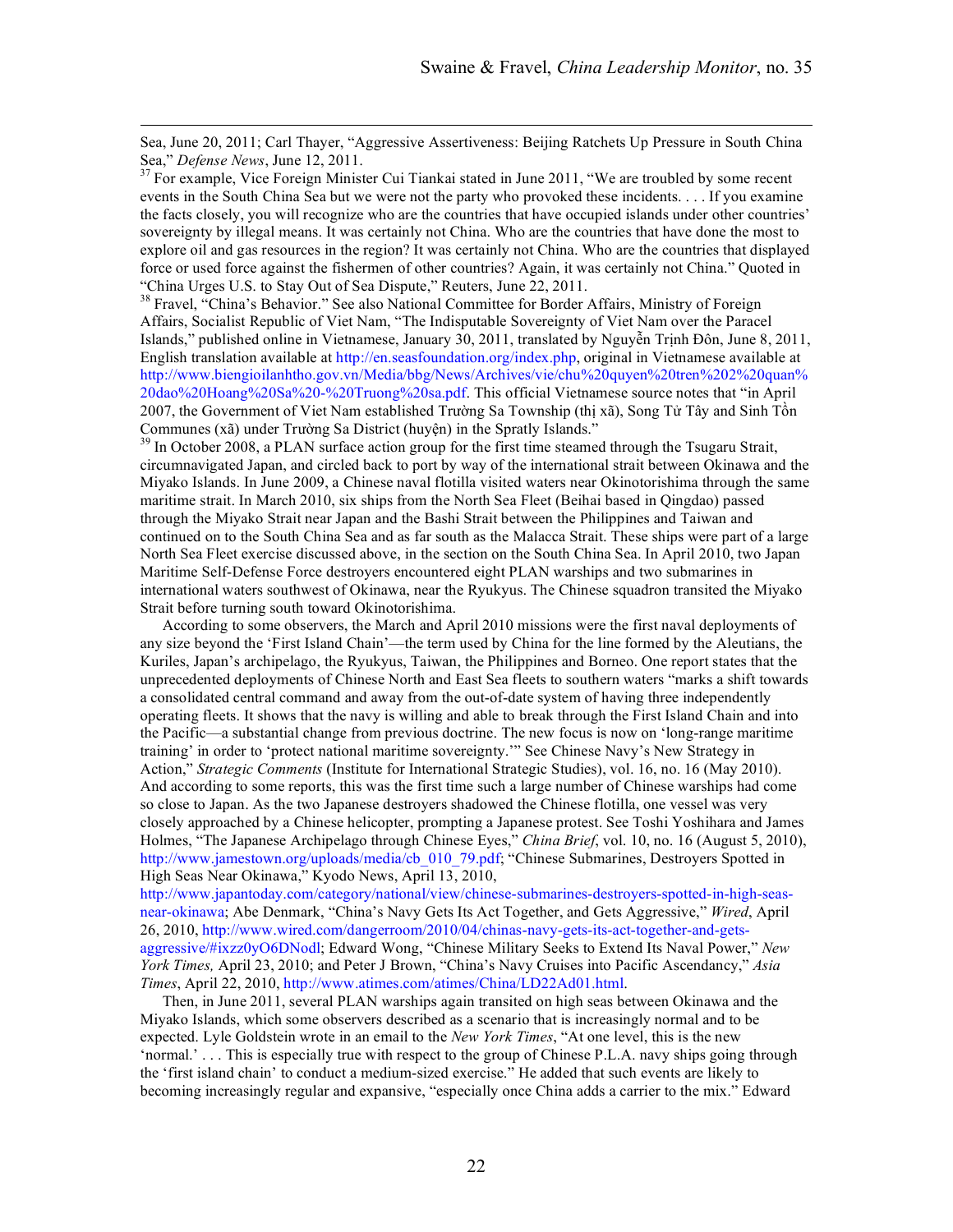Sea, June 20, 2011; Carl Thayer, "Aggressive Assertiveness: Beijing Ratchets Up Pressure in South China Sea," *Defense News*, June 12, 2011.

[37] For example, Vice Foreign Minister Cui Tiankai stated in June 2011, "We are troubled by some recent events in the South China Sea but we were not the party who provoked these incidents. . . . If you examine the facts closely, you will recognize who are the countries that have occupied islands under other countries' sovereignty by illegal means. It was certainly not China. Who are the countries that have done the most to explore oil and gas resources in the region? It was certainly not China. Who are the countries that displayed force or used force against the fishermen of other countries? Again, it was certainly not China." Quoted in "China Urges U.S. to Stay Out of Sea Dispute," Reuters, June 22, 2011.

[38] Fravel, "China's Behavior." See also National Committee for Border Affairs, Ministry of Foreign Affairs, Socialist Republic of Viet Nam, "The Indisputable Sovereignty of Viet Nam over the Paracel Islands," published online in Vietnamese, January 30, 2011, translated by Nguyễn Trịnh Đôn, June 8, 2011, English translation available at http://en.seasfoundation.org/index.php, original in Vietnamese available at http://www.biengioilanhtho.gov.vn/Media/bbg/News/Archives/vie/chu%20quyen%20tren%202%20quan%20dao%20Hoang%20Sa%20-%20Truong%20sa.pdf. This official Vietnamese source notes that "in April 2007, the Government of Viet Nam established Trường Sa Township (thị xã), Song Tử Tây and Sinh Tồn Communes (xã) under Trường Sa District (huyện) in the Spratly Islands."

[39] In October 2008, a PLAN surface action group for the first time steamed through the Tsugaru Strait, circumnavigated Japan, and circled back to port by way of the international strait between Okinawa and the Miyako Islands. In June 2009, a Chinese naval flotilla visited waters near Okinotorishima through the same maritime strait. In March 2010, six ships from the North Sea Fleet (Beihai based in Qingdao) passed through the Miyako Strait near Japan and the Bashi Strait between the Philippines and Taiwan and continued on to the South China Sea and as far south as the Malacca Strait. These ships were part of a large North Sea Fleet exercise discussed above, in the section on the South China Sea. In April 2010, two Japan Maritime Self-Defense Force destroyers encountered eight PLAN warships and two submarines in international waters southwest of Okinawa, near the Ryukyus. The Chinese squadron transited the Miyako Strait before turning south toward Okinotorishima.

According to some observers, the March and April 2010 missions were the first naval deployments of any size beyond the 'First Island Chain'—the term used by China for the line formed by the Aleutians, the Kuriles, Japan's archipelago, the Ryukyus, Taiwan, the Philippines and Borneo. One report states that the unprecedented deployments of Chinese North and East Sea fleets to southern waters "marks a shift towards a consolidated central command and away from the out-of-date system of having three independently operating fleets. It shows that the navy is willing and able to break through the First Island Chain and into the Pacific—a substantial change from previous doctrine. The new focus is now on 'long-range maritime training' in order to 'protect national maritime sovereignty.'" See Chinese Navy's New Strategy in Action," *Strategic Comments* (Institute for International Strategic Studies), vol. 16, no. 16 (May 2010). And according to some reports, this was the first time such a large number of Chinese warships had come so close to Japan. As the two Japanese destroyers shadowed the Chinese flotilla, one vessel was very closely approached by a Chinese helicopter, prompting a Japanese protest. See Toshi Yoshihara and James Holmes, "The Japanese Archipelago through Chinese Eyes," *China Brief*, vol. 10, no. 16 (August 5, 2010), http://www.jamestown.org/uploads/media/cb_010_79.pdf; "Chinese Submarines, Destroyers Spotted in High Seas Near Okinawa," Kyodo News, April 13, 2010, http://www.japantoday.com/category/national/view/chinese-submarines-destroyers-spotted-in-high-seas-near-okinawa; Abe Denmark, "China's Navy Gets Its Act Together, and Gets Aggressive," *Wired*, April 26, 2010, http://www.wired.com/dangerroom/2010/04/chinas-navy-gets-its-act-together-and-gets-aggressive/#ixzz0yO6DNodl; Edward Wong, "Chinese Military Seeks to Extend Its Naval Power," *New York Times,* April 23, 2010; and Peter J Brown, "China's Navy Cruises into Pacific Ascendancy," *Asia Times*, April 22, 2010, http://www.atimes.com/atimes/China/LD22Ad01.html.

Then, in June 2011, several PLAN warships again transited on high seas between Okinawa and the Miyako Islands, which some observers described as a scenario that is increasingly normal and to be expected. Lyle Goldstein wrote in an email to the *New York Times*, "At one level, this is the new 'normal.' . . . This is especially true with respect to the group of Chinese P.L.A. navy ships going through the 'first island chain' to conduct a medium-sized exercise." He added that such events are likely to becoming increasingly regular and expansive, "especially once China adds a carrier to the mix." Edward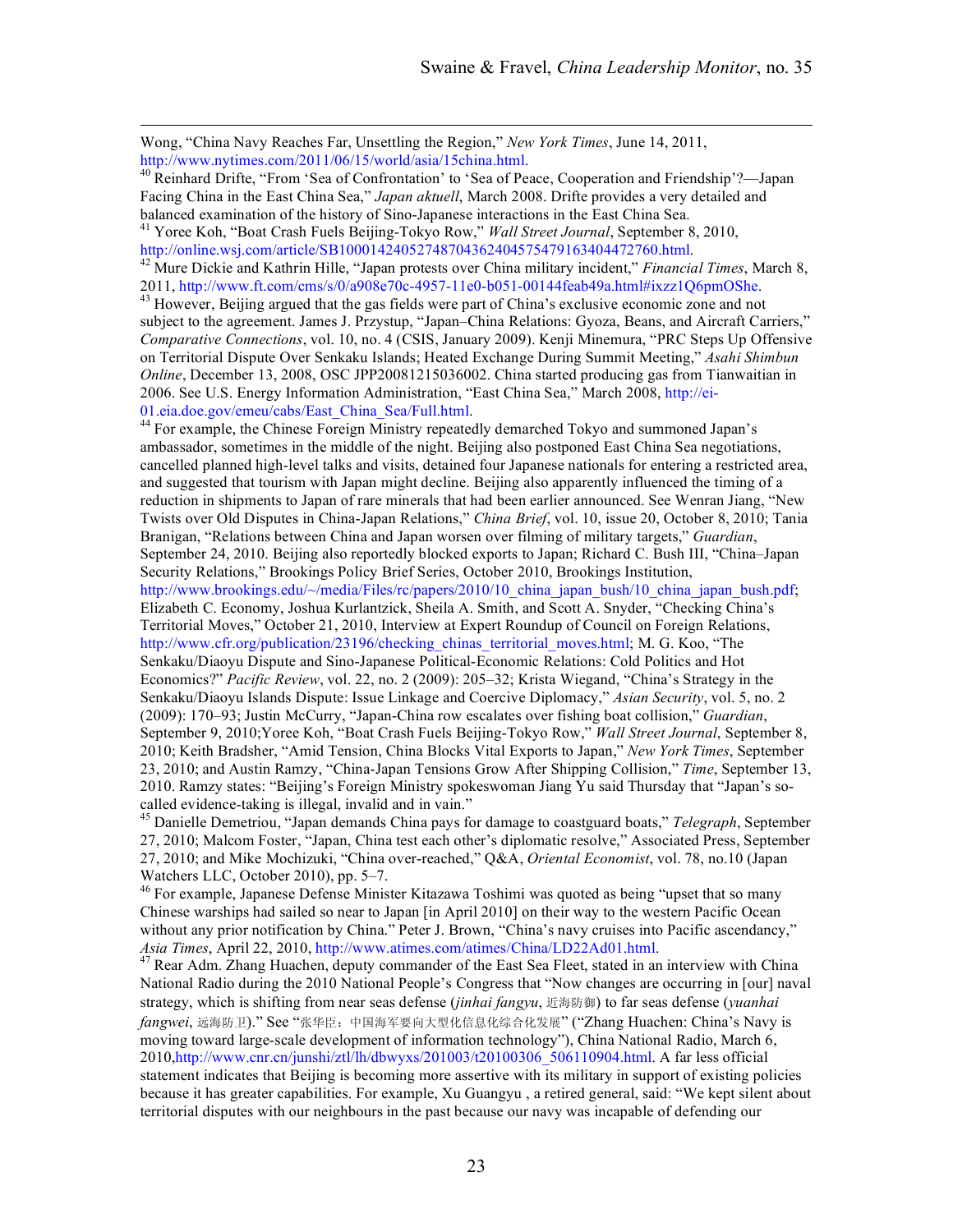Wong, "China Navy Reaches Far, Unsettling the Region," *New York Times*, June 14, 2011, http://www.nytimes.com/2011/06/15/world/asia/15china.html.

[40] Reinhard Drifte, "From 'Sea of Confrontation' to 'Sea of Peace, Cooperation and Friendship'?—Japan Facing China in the East China Sea," *Japan aktuell*, March 2008. Drifte provides a very detailed and balanced examination of the history of Sino-Japanese interactions in the East China Sea.

[41] Yoree Koh, "Boat Crash Fuels Beijing-Tokyo Row," *Wall Street Journal*, September 8, 2010, http://online.wsj.com/article/SB10001424052748704362404575479163404472760.html.

[42] Mure Dickie and Kathrin Hille, "Japan protests over China military incident," *Financial Times*, March 8, 2011, http://www.ft.com/cms/s/0/a908e70c-4957-11e0-b051-00144feab49a.html#ixzz1Q6pmOShe.

[43] However, Beijing argued that the gas fields were part of China's exclusive economic zone and not subject to the agreement. James J. Przystup, "Japan–China Relations: Gyoza, Beans, and Aircraft Carriers," *Comparative Connections*, vol. 10, no. 4 (CSIS, January 2009). Kenji Minemura, "PRC Steps Up Offensive on Territorial Dispute Over Senkaku Islands; Heated Exchange During Summit Meeting," *Asahi Shimbun Online*, December 13, 2008, OSC JPP20081215036002. China started producing gas from Tianwaitian in 2006. See U.S. Energy Information Administration, "East China Sea," March 2008, http://ei-01.eia.doe.gov/emeu/cabs/East_China_Sea/Full.html.

[44] For example, the Chinese Foreign Ministry repeatedly demarched Tokyo and summoned Japan's ambassador, sometimes in the middle of the night. Beijing also postponed East China Sea negotiations, cancelled planned high-level talks and visits, detained four Japanese nationals for entering a restricted area, and suggested that tourism with Japan might decline. Beijing also apparently influenced the timing of a reduction in shipments to Japan of rare minerals that had been earlier announced. See Wenran Jiang, "New Twists over Old Disputes in China-Japan Relations," *China Brief*, vol. 10, issue 20, October 8, 2010; Tania Branigan, "Relations between China and Japan worsen over filming of military targets," *Guardian*, September 24, 2010. Beijing also reportedly blocked exports to Japan; Richard C. Bush III, "China–Japan Security Relations," Brookings Policy Brief Series, October 2010, Brookings Institution, http://www.brookings.edu/~/media/Files/rc/papers/2010/10_china_japan_bush/10_china_japan_bush.pdf; Elizabeth C. Economy, Joshua Kurlantzick, Sheila A. Smith, and Scott A. Snyder, "Checking China's Territorial Moves," October 21, 2010, Interview at Expert Roundup of Council on Foreign Relations, http://www.cfr.org/publication/23196/checking_chinas_territorial_moves.html; M. G. Koo, "The Senkaku/Diaoyu Dispute and Sino-Japanese Political-Economic Relations: Cold Politics and Hot Economics?" *Pacific Review*, vol. 22, no. 2 (2009): 205–32; Krista Wiegand, "China's Strategy in the Senkaku/Diaoyu Islands Dispute: Issue Linkage and Coercive Diplomacy," *Asian Security*, vol. 5, no. 2 (2009): 170–93; Justin McCurry, "Japan-China row escalates over fishing boat collision," *Guardian*, September 9, 2010;Yoree Koh, "Boat Crash Fuels Beijing-Tokyo Row," *Wall Street Journal*, September 8, 2010; Keith Bradsher, "Amid Tension, China Blocks Vital Exports to Japan," *New York Times*, September 23, 2010; and Austin Ramzy, "China-Japan Tensions Grow After Shipping Collision," *Time*, September 13, 2010. Ramzy states: "Beijing's Foreign Ministry spokeswoman Jiang Yu said Thursday that "Japan's so-called evidence-taking is illegal, invalid and in vain."

[45] Danielle Demetriou, "Japan demands China pays for damage to coastguard boats," *Telegraph*, September 27, 2010; Malcom Foster, "Japan, China test each other's diplomatic resolve," Associated Press, September 27, 2010; and Mike Mochizuki, "China over-reached," Q&A, *Oriental Economist*, vol. 78, no.10 (Japan Watchers LLC, October 2010), pp. 5–7.

[46] For example, Japanese Defense Minister Kitazawa Toshimi was quoted as being "upset that so many Chinese warships had sailed so near to Japan [in April 2010] on their way to the western Pacific Ocean without any prior notification by China." Peter J. Brown, "China's navy cruises into Pacific ascendancy," *Asia Times*, April 22, 2010, http://www.atimes.com/atimes/China/LD22Ad01.html.

[47] Rear Adm. Zhang Huachen, deputy commander of the East Sea Fleet, stated in an interview with China National Radio during the 2010 National People's Congress that "Now changes are occurring in [our] naval strategy, which is shifting from near seas defense (*jinhai fangyu*, 近海防御) to far seas defense (*yuanhai fangwei*, 远海防卫)." See "张华臣：中国海军要向大型化信息化综合化发展" ("Zhang Huachen: China's Navy is moving toward large-scale development of information technology"), China National Radio, March 6, 2010,http://www.cnr.cn/junshi/ztl/lh/dbwyxs/201003/t20100306_506110904.html. A far less official statement indicates that Beijing is becoming more assertive with its military in support of existing policies because it has greater capabilities. For example, Xu Guangyu , a retired general, said: "We kept silent about territorial disputes with our neighbours in the past because our navy was incapable of defending our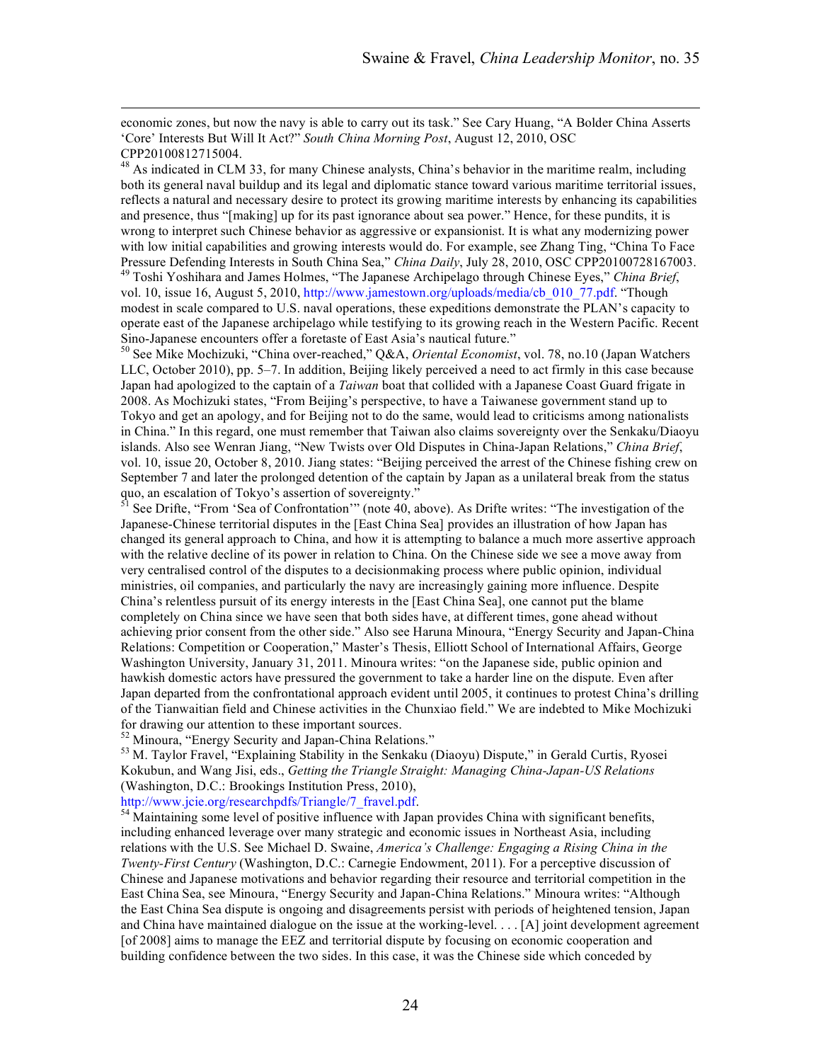economic zones, but now the navy is able to carry out its task." See Cary Huang, "A Bolder China Asserts 'Core' Interests But Will It Act?" *South China Morning Post*, August 12, 2010, OSC CPP20100812715004.

[48] As indicated in CLM 33, for many Chinese analysts, China's behavior in the maritime realm, including both its general naval buildup and its legal and diplomatic stance toward various maritime territorial issues, reflects a natural and necessary desire to protect its growing maritime interests by enhancing its capabilities and presence, thus "[making] up for its past ignorance about sea power." Hence, for these pundits, it is wrong to interpret such Chinese behavior as aggressive or expansionist. It is what any modernizing power with low initial capabilities and growing interests would do. For example, see Zhang Ting, "China To Face Pressure Defending Interests in South China Sea," *China Daily*, July 28, 2010, OSC CPP20100728167003.

[49] Toshi Yoshihara and James Holmes, "The Japanese Archipelago through Chinese Eyes," *China Brief*, vol. 10, issue 16, August 5, 2010, http://www.jamestown.org/uploads/media/cb_010_77.pdf. "Though modest in scale compared to U.S. naval operations, these expeditions demonstrate the PLAN's capacity to operate east of the Japanese archipelago while testifying to its growing reach in the Western Pacific. Recent Sino-Japanese encounters offer a foretaste of East Asia's nautical future."

[50] See Mike Mochizuki, "China over-reached," Q&A, *Oriental Economist*, vol. 78, no.10 (Japan Watchers LLC, October 2010), pp. 5–7. In addition, Beijing likely perceived a need to act firmly in this case because Japan had apologized to the captain of a *Taiwan* boat that collided with a Japanese Coast Guard frigate in 2008. As Mochizuki states, "From Beijing's perspective, to have a Taiwanese government stand up to Tokyo and get an apology, and for Beijing not to do the same, would lead to criticisms among nationalists in China." In this regard, one must remember that Taiwan also claims sovereignty over the Senkaku/Diaoyu islands. Also see Wenran Jiang, "New Twists over Old Disputes in China-Japan Relations," *China Brief*, vol. 10, issue 20, October 8, 2010. Jiang states: "Beijing perceived the arrest of the Chinese fishing crew on September 7 and later the prolonged detention of the captain by Japan as a unilateral break from the status quo, an escalation of Tokyo's assertion of sovereignty."

[51] See Drifte, "From 'Sea of Confrontation'" (note 40, above). As Drifte writes: "The investigation of the Japanese-Chinese territorial disputes in the [East China Sea] provides an illustration of how Japan has changed its general approach to China, and how it is attempting to balance a much more assertive approach with the relative decline of its power in relation to China. On the Chinese side we see a move away from very centralised control of the disputes to a decisionmaking process where public opinion, individual ministries, oil companies, and particularly the navy are increasingly gaining more influence. Despite China's relentless pursuit of its energy interests in the [East China Sea], one cannot put the blame completely on China since we have seen that both sides have, at different times, gone ahead without achieving prior consent from the other side." Also see Haruna Minoura, "Energy Security and Japan-China Relations: Competition or Cooperation," Master's Thesis, Elliott School of International Affairs, George Washington University, January 31, 2011. Minoura writes: "on the Japanese side, public opinion and hawkish domestic actors have pressured the government to take a harder line on the dispute. Even after Japan departed from the confrontational approach evident until 2005, it continues to protest China's drilling of the Tianwaitian field and Chinese activities in the Chunxiao field." We are indebted to Mike Mochizuki for drawing our attention to these important sources.

[52] Minoura, "Energy Security and Japan-China Relations."

[53] M. Taylor Fravel, "Explaining Stability in the Senkaku (Diaoyu) Dispute," in Gerald Curtis, Ryosei Kokubun, and Wang Jisi, eds., *Getting the Triangle Straight: Managing China-Japan-US Relations* (Washington, D.C.: Brookings Institution Press, 2010), http://www.jcie.org/researchpdfs/Triangle/7_fravel.pdf.

[54] Maintaining some level of positive influence with Japan provides China with significant benefits, including enhanced leverage over many strategic and economic issues in Northeast Asia, including relations with the U.S. See Michael D. Swaine, *America's Challenge: Engaging a Rising China in the Twenty-First Century* (Washington, D.C.: Carnegie Endowment, 2011). For a perceptive discussion of Chinese and Japanese motivations and behavior regarding their resource and territorial competition in the East China Sea, see Minoura, "Energy Security and Japan-China Relations." Minoura writes: "Although the East China Sea dispute is ongoing and disagreements persist with periods of heightened tension, Japan and China have maintained dialogue on the issue at the working-level. . . . [A] joint development agreement [of 2008] aims to manage the EEZ and territorial dispute by focusing on economic cooperation and building confidence between the two sides. In this case, it was the Chinese side which conceded by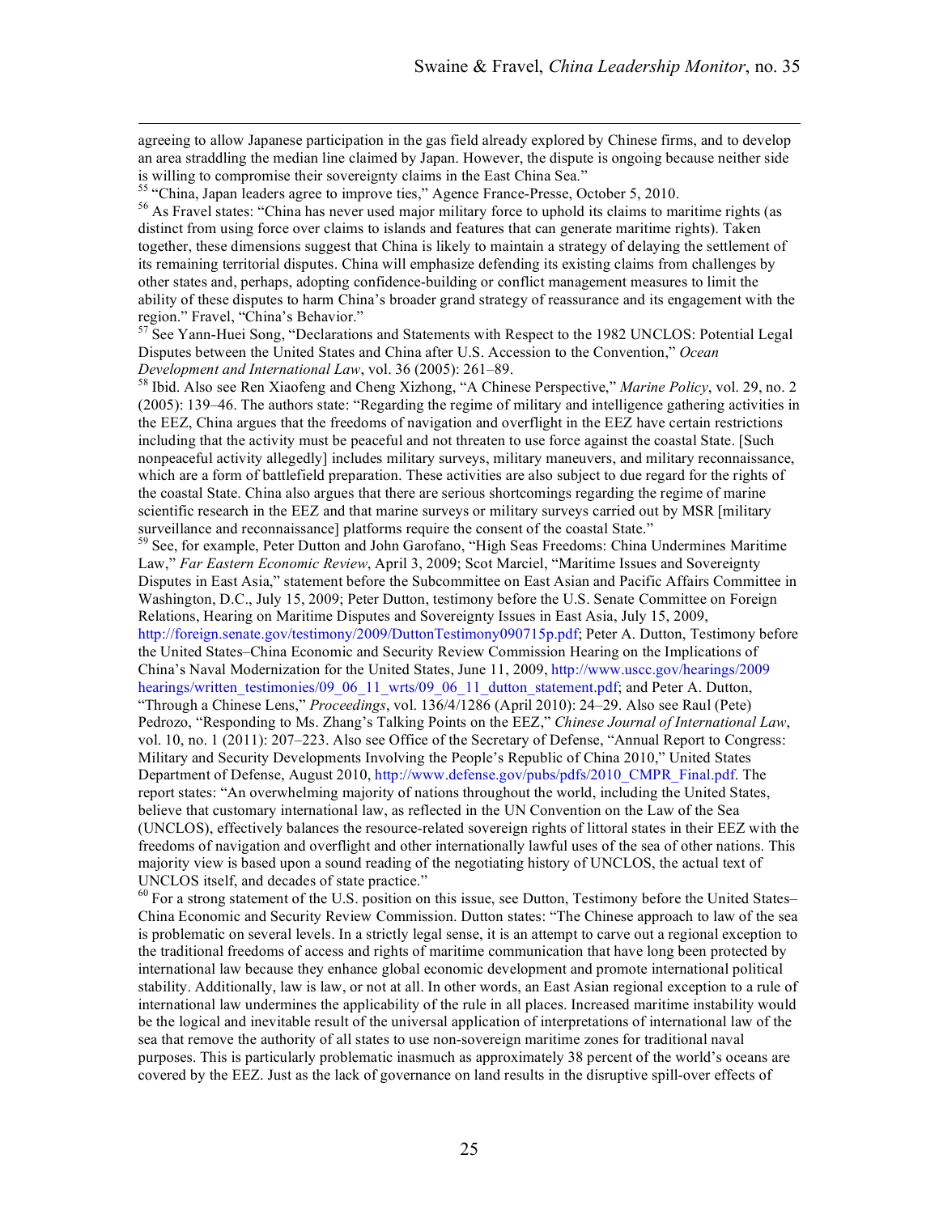agreeing to allow Japanese participation in the gas field already explored by Chinese firms, and to develop an area straddling the median line claimed by Japan. However, the dispute is ongoing because neither side is willing to compromise their sovereignty claims in the East China Sea."

[55] "China, Japan leaders agree to improve ties," Agence France-Presse, October 5, 2010.

[56] As Fravel states: "China has never used major military force to uphold its claims to maritime rights (as distinct from using force over claims to islands and features that can generate maritime rights). Taken together, these dimensions suggest that China is likely to maintain a strategy of delaying the settlement of its remaining territorial disputes. China will emphasize defending its existing claims from challenges by other states and, perhaps, adopting confidence-building or conflict management measures to limit the ability of these disputes to harm China's broader grand strategy of reassurance and its engagement with the region." Fravel, "China's Behavior."

[57] See Yann-Huei Song, "Declarations and Statements with Respect to the 1982 UNCLOS: Potential Legal Disputes between the United States and China after U.S. Accession to the Convention," *Ocean Development and International Law*, vol. 36 (2005): 261–89.

[58] Ibid. Also see Ren Xiaofeng and Cheng Xizhong, "A Chinese Perspective," *Marine Policy*, vol. 29, no. 2 (2005): 139–46. The authors state: "Regarding the regime of military and intelligence gathering activities in the EEZ, China argues that the freedoms of navigation and overflight in the EEZ have certain restrictions including that the activity must be peaceful and not threaten to use force against the coastal State. [Such nonpeaceful activity allegedly] includes military surveys, military maneuvers, and military reconnaissance, which are a form of battlefield preparation. These activities are also subject to due regard for the rights of the coastal State. China also argues that there are serious shortcomings regarding the regime of marine scientific research in the EEZ and that marine surveys or military surveys carried out by MSR [military surveillance and reconnaissance] platforms require the consent of the coastal State."

[59] See, for example, Peter Dutton and John Garofano, "High Seas Freedoms: China Undermines Maritime Law," *Far Eastern Economic Review*, April 3, 2009; Scot Marciel, "Maritime Issues and Sovereignty Disputes in East Asia," statement before the Subcommittee on East Asian and Pacific Affairs Committee in Washington, D.C., July 15, 2009; Peter Dutton, testimony before the U.S. Senate Committee on Foreign Relations, Hearing on Maritime Disputes and Sovereignty Issues in East Asia, July 15, 2009, http://foreign.senate.gov/testimony/2009/DuttonTestimony090715p.pdf; Peter A. Dutton, Testimony before the United States–China Economic and Security Review Commission Hearing on the Implications of China's Naval Modernization for the United States, June 11, 2009, http://www.uscc.gov/hearings/2009 hearings/written_testimonies/09_06_11_wrts/09_06_11_dutton_statement.pdf; and Peter A. Dutton, "Through a Chinese Lens," *Proceedings*, vol. 136/4/1286 (April 2010): 24–29. Also see Raul (Pete) Pedrozo, "Responding to Ms. Zhang's Talking Points on the EEZ," *Chinese Journal of International Law*, vol. 10, no. 1 (2011): 207–223. Also see Office of the Secretary of Defense, "Annual Report to Congress: Military and Security Developments Involving the People's Republic of China 2010," United States Department of Defense, August 2010, http://www.defense.gov/pubs/pdfs/2010_CMPR_Final.pdf. The report states: "An overwhelming majority of nations throughout the world, including the United States, believe that customary international law, as reflected in the UN Convention on the Law of the Sea (UNCLOS), effectively balances the resource-related sovereign rights of littoral states in their EEZ with the freedoms of navigation and overflight and other internationally lawful uses of the sea of other nations. This majority view is based upon a sound reading of the negotiating history of UNCLOS, the actual text of UNCLOS itself, and decades of state practice."

[60] For a strong statement of the U.S. position on this issue, see Dutton, Testimony before the United States–China Economic and Security Review Commission. Dutton states: "The Chinese approach to law of the sea is problematic on several levels. In a strictly legal sense, it is an attempt to carve out a regional exception to the traditional freedoms of access and rights of maritime communication that have long been protected by international law because they enhance global economic development and promote international political stability. Additionally, law is law, or not at all. In other words, an East Asian regional exception to a rule of international law undermines the applicability of the rule in all places. Increased maritime instability would be the logical and inevitable result of the universal application of interpretations of international law of the sea that remove the authority of all states to use non-sovereign maritime zones for traditional naval purposes. This is particularly problematic inasmuch as approximately 38 percent of the world's oceans are covered by the EEZ. Just as the lack of governance on land results in the disruptive spill-over effects of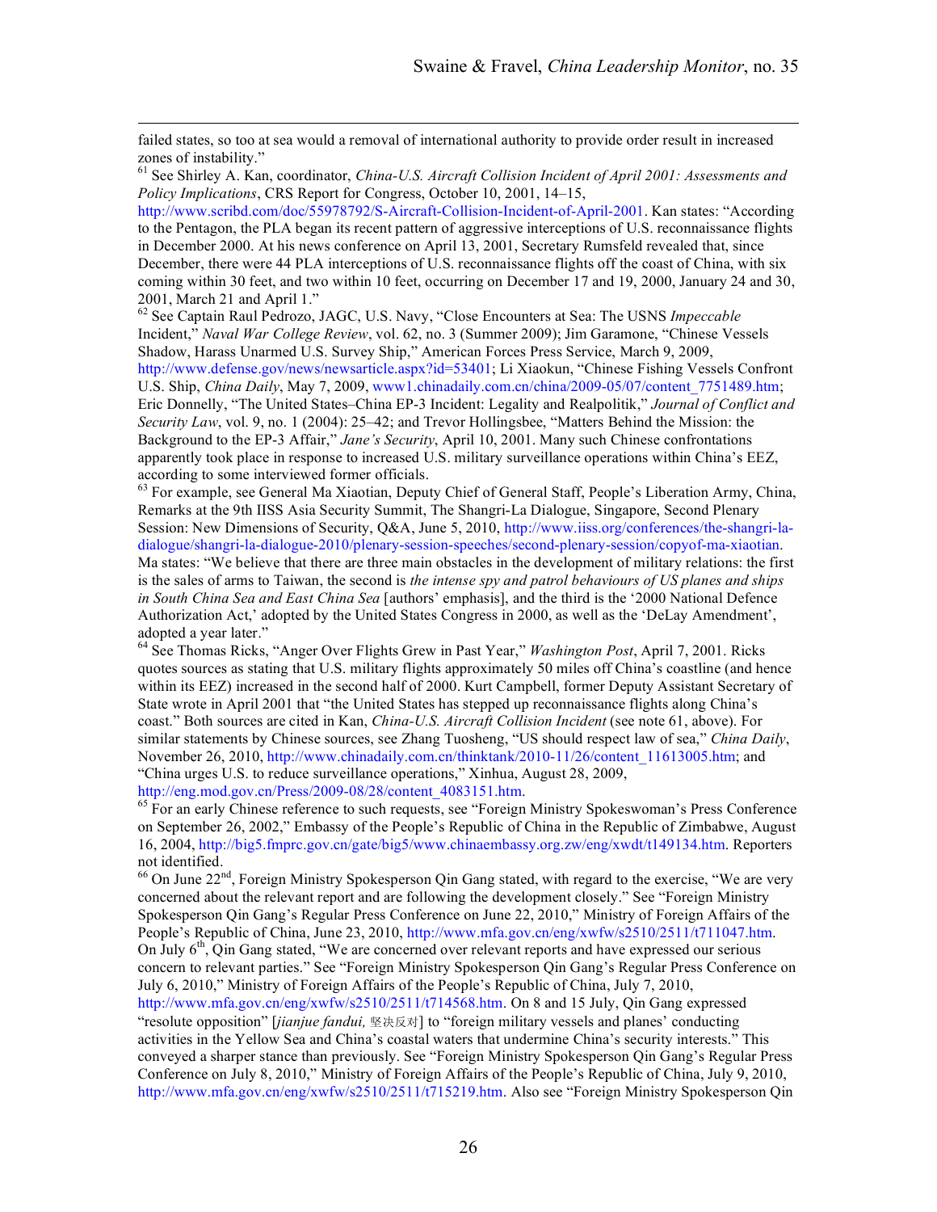failed states, so too at sea would a removal of international authority to provide order result in increased zones of instability."

[61] See Shirley A. Kan, coordinator, *China-U.S. Aircraft Collision Incident of April 2001: Assessments and Policy Implications*, CRS Report for Congress, October 10, 2001, 14–15, http://www.scribd.com/doc/55978792/S-Aircraft-Collision-Incident-of-April-2001. Kan states: "According to the Pentagon, the PLA began its recent pattern of aggressive interceptions of U.S. reconnaissance flights in December 2000. At his news conference on April 13, 2001, Secretary Rumsfeld revealed that, since December, there were 44 PLA interceptions of U.S. reconnaissance flights off the coast of China, with six coming within 30 feet, and two within 10 feet, occurring on December 17 and 19, 2000, January 24 and 30, 2001, March 21 and April 1."

[62] See Captain Raul Pedrozo, JAGC, U.S. Navy, "Close Encounters at Sea: The USNS *Impeccable* Incident," *Naval War College Review*, vol. 62, no. 3 (Summer 2009); Jim Garamone, "Chinese Vessels Shadow, Harass Unarmed U.S. Survey Ship," American Forces Press Service, March 9, 2009, http://www.defense.gov/news/newsarticle.aspx?id=53401; Li Xiaokun, "Chinese Fishing Vessels Confront U.S. Ship, *China Daily*, May 7, 2009, www1.chinadaily.com.cn/china/2009-05/07/content_7751489.htm; Eric Donnelly, "The United States–China EP-3 Incident: Legality and Realpolitik," *Journal of Conflict and Security Law*, vol. 9, no. 1 (2004): 25–42; and Trevor Hollingsbee, "Matters Behind the Mission: the Background to the EP-3 Affair," *Jane's Security*, April 10, 2001. Many such Chinese confrontations apparently took place in response to increased U.S. military surveillance operations within China's EEZ, according to some interviewed former officials.

[63] For example, see General Ma Xiaotian, Deputy Chief of General Staff, People's Liberation Army, China, Remarks at the 9th IISS Asia Security Summit, The Shangri-La Dialogue, Singapore, Second Plenary Session: New Dimensions of Security, Q&A, June 5, 2010, http://www.iiss.org/conferences/the-shangri-la-dialogue/shangri-la-dialogue-2010/plenary-session-speeches/second-plenary-session/copyof-ma-xiaotian. Ma states: "We believe that there are three main obstacles in the development of military relations: the first is the sales of arms to Taiwan, the second is *the intense spy and patrol behaviours of US planes and ships in South China Sea and East China Sea* [authors' emphasis], and the third is the '2000 National Defence Authorization Act,' adopted by the United States Congress in 2000, as well as the 'DeLay Amendment', adopted a year later."

[64] See Thomas Ricks, "Anger Over Flights Grew in Past Year," *Washington Post*, April 7, 2001. Ricks quotes sources as stating that U.S. military flights approximately 50 miles off China's coastline (and hence within its EEZ) increased in the second half of 2000. Kurt Campbell, former Deputy Assistant Secretary of State wrote in April 2001 that "the United States has stepped up reconnaissance flights along China's coast." Both sources are cited in Kan, *China-U.S. Aircraft Collision Incident* (see note 61, above). For similar statements by Chinese sources, see Zhang Tuosheng, "US should respect law of sea," *China Daily*, November 26, 2010, http://www.chinadaily.com.cn/thinktank/2010-11/26/content_11613005.htm; and "China urges U.S. to reduce surveillance operations," Xinhua, August 28, 2009, http://eng.mod.gov.cn/Press/2009-08/28/content_4083151.htm.

[65] For an early Chinese reference to such requests, see "Foreign Ministry Spokeswoman's Press Conference on September 26, 2002," Embassy of the People's Republic of China in the Republic of Zimbabwe, August 16, 2004, http://big5.fmprc.gov.cn/gate/big5/www.chinaembassy.org.zw/eng/xwdt/t149134.htm. Reporters not identified.

[66] On June 22nd, Foreign Ministry Spokesperson Qin Gang stated, with regard to the exercise, "We are very concerned about the relevant report and are following the development closely." See "Foreign Ministry Spokesperson Qin Gang's Regular Press Conference on June 22, 2010," Ministry of Foreign Affairs of the People's Republic of China, June 23, 2010, http://www.mfa.gov.cn/eng/xwfw/s2510/2511/t711047.htm. On July 6th, Qin Gang stated, "We are concerned over relevant reports and have expressed our serious concern to relevant parties." See "Foreign Ministry Spokesperson Qin Gang's Regular Press Conference on July 6, 2010," Ministry of Foreign Affairs of the People's Republic of China, July 7, 2010, http://www.mfa.gov.cn/eng/xwfw/s2510/2511/t714568.htm. On 8 and 15 July, Qin Gang expressed "resolute opposition" [*jianjue fandui,* 坚决反对] to "foreign military vessels and planes' conducting activities in the Yellow Sea and China's coastal waters that undermine China's security interests." This conveyed a sharper stance than previously. See "Foreign Ministry Spokesperson Qin Gang's Regular Press Conference on July 8, 2010," Ministry of Foreign Affairs of the People's Republic of China, July 9, 2010, http://www.mfa.gov.cn/eng/xwfw/s2510/2511/t715219.htm. Also see "Foreign Ministry Spokesperson Qin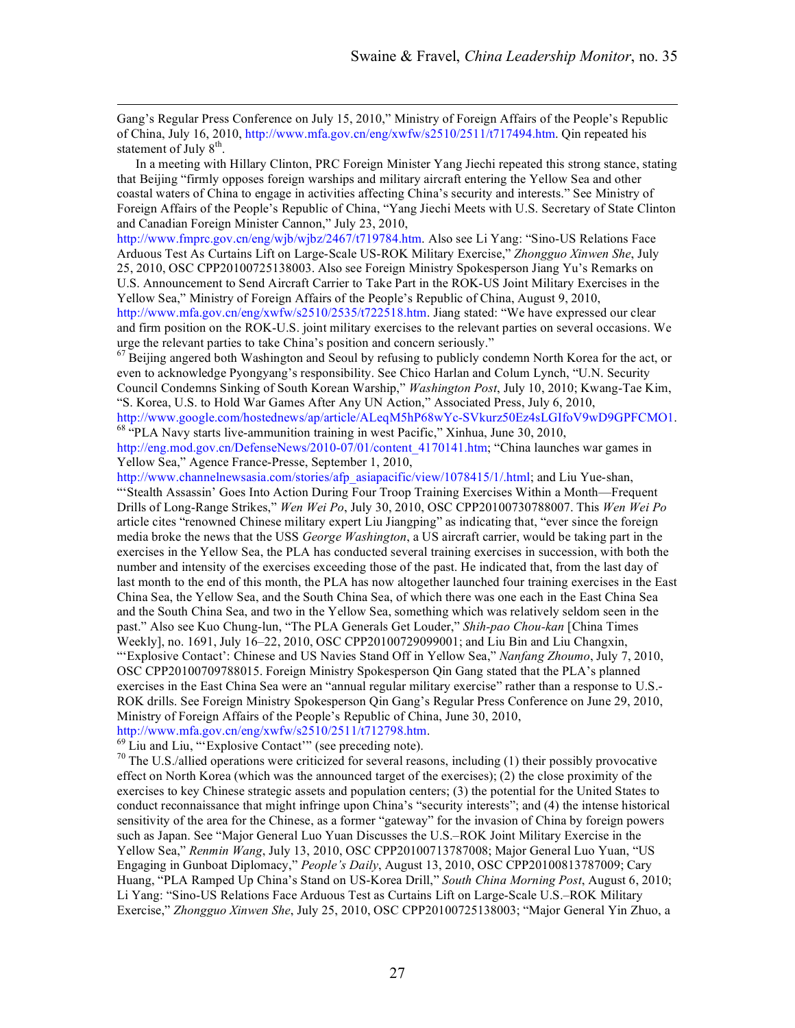Gang's Regular Press Conference on July 15, 2010," Ministry of Foreign Affairs of the People's Republic of China, July 16, 2010, http://www.mfa.gov.cn/eng/xwfw/s2510/2511/t717494.htm. Qin repeated his statement of July 8th.

In a meeting with Hillary Clinton, PRC Foreign Minister Yang Jiechi repeated this strong stance, stating that Beijing "firmly opposes foreign warships and military aircraft entering the Yellow Sea and other coastal waters of China to engage in activities affecting China's security and interests." See Ministry of Foreign Affairs of the People's Republic of China, "Yang Jiechi Meets with U.S. Secretary of State Clinton and Canadian Foreign Minister Cannon," July 23, 2010, http://www.fmprc.gov.cn/eng/wjb/wjbz/2467/t719784.htm. Also see Li Yang: "Sino-US Relations Face Arduous Test As Curtains Lift on Large-Scale US-ROK Military Exercise," *Zhongguo Xinwen She*, July 25, 2010, OSC CPP20100725138003. Also see Foreign Ministry Spokesperson Jiang Yu's Remarks on U.S. Announcement to Send Aircraft Carrier to Take Part in the ROK-US Joint Military Exercises in the Yellow Sea," Ministry of Foreign Affairs of the People's Republic of China, August 9, 2010, http://www.mfa.gov.cn/eng/xwfw/s2510/2535/t722518.htm. Jiang stated: "We have expressed our clear and firm position on the ROK-U.S. joint military exercises to the relevant parties on several occasions. We urge the relevant parties to take China's position and concern seriously."

[67] Beijing angered both Washington and Seoul by refusing to publicly condemn North Korea for the act, or even to acknowledge Pyongyang's responsibility. See Chico Harlan and Colum Lynch, "U.N. Security Council Condemns Sinking of South Korean Warship," *Washington Post*, July 10, 2010; Kwang-Tae Kim, "S. Korea, U.S. to Hold War Games After Any UN Action," Associated Press, July 6, 2010, http://www.google.com/hostednews/ap/article/ALeqM5hP68wYc-SVkurz50Ez4sLGIfoV9wD9GPFCMO1.

[68] "PLA Navy starts live-ammunition training in west Pacific," Xinhua, June 30, 2010, http://eng.mod.gov.cn/DefenseNews/2010-07/01/content_4170141.htm; "China launches war games in Yellow Sea," Agence France-Presse, September 1, 2010, http://www.channelnewsasia.com/stories/afp_asiapacific/view/1078415/1/.html; and Liu Yue-shan, "'Stealth Assassin' Goes Into Action During Four Troop Training Exercises Within a Month—Frequent Drills of Long-Range Strikes," *Wen Wei Po*, July 30, 2010, OSC CPP20100730788007. This *Wen Wei Po* article cites "renowned Chinese military expert Liu Jiangping" as indicating that, "ever since the foreign media broke the news that the USS *George Washington*, a US aircraft carrier, would be taking part in the exercises in the Yellow Sea, the PLA has conducted several training exercises in succession, with both the number and intensity of the exercises exceeding those of the past. He indicated that, from the last day of last month to the end of this month, the PLA has now altogether launched four training exercises in the East China Sea, the Yellow Sea, and the South China Sea, of which there was one each in the East China Sea and the South China Sea, and two in the Yellow Sea, something which was relatively seldom seen in the past." Also see Kuo Chung-lun, "The PLA Generals Get Louder," *Shih-pao Chou-kan* [China Times Weekly], no. 1691, July 16–22, 2010, OSC CPP20100729099001; and Liu Bin and Liu Changxin, "'Explosive Contact': Chinese and US Navies Stand Off in Yellow Sea," *Nanfang Zhoumo*, July 7, 2010, OSC CPP20100709788015. Foreign Ministry Spokesperson Qin Gang stated that the PLA's planned exercises in the East China Sea were an "annual regular military exercise" rather than a response to U.S.-ROK drills. See Foreign Ministry Spokesperson Qin Gang's Regular Press Conference on June 29, 2010, Ministry of Foreign Affairs of the People's Republic of China, June 30, 2010, http://www.mfa.gov.cn/eng/xwfw/s2510/2511/t712798.htm.

[69] Liu and Liu, "'Explosive Contact'" (see preceding note).

[70] The U.S./allied operations were criticized for several reasons, including (1) their possibly provocative effect on North Korea (which was the announced target of the exercises); (2) the close proximity of the exercises to key Chinese strategic assets and population centers; (3) the potential for the United States to conduct reconnaissance that might infringe upon China's "security interests"; and (4) the intense historical sensitivity of the area for the Chinese, as a former "gateway" for the invasion of China by foreign powers such as Japan. See "Major General Luo Yuan Discusses the U.S.–ROK Joint Military Exercise in the Yellow Sea," *Renmin Wang*, July 13, 2010, OSC CPP20100713787008; Major General Luo Yuan, "US Engaging in Gunboat Diplomacy," *People's Daily*, August 13, 2010, OSC CPP20100813787009; Cary Huang, "PLA Ramped Up China's Stand on US-Korea Drill," *South China Morning Post*, August 6, 2010; Li Yang: "Sino-US Relations Face Arduous Test as Curtains Lift on Large-Scale U.S.–ROK Military Exercise," *Zhongguo Xinwen She*, July 25, 2010, OSC CPP20100725138003; "Major General Yin Zhuo, a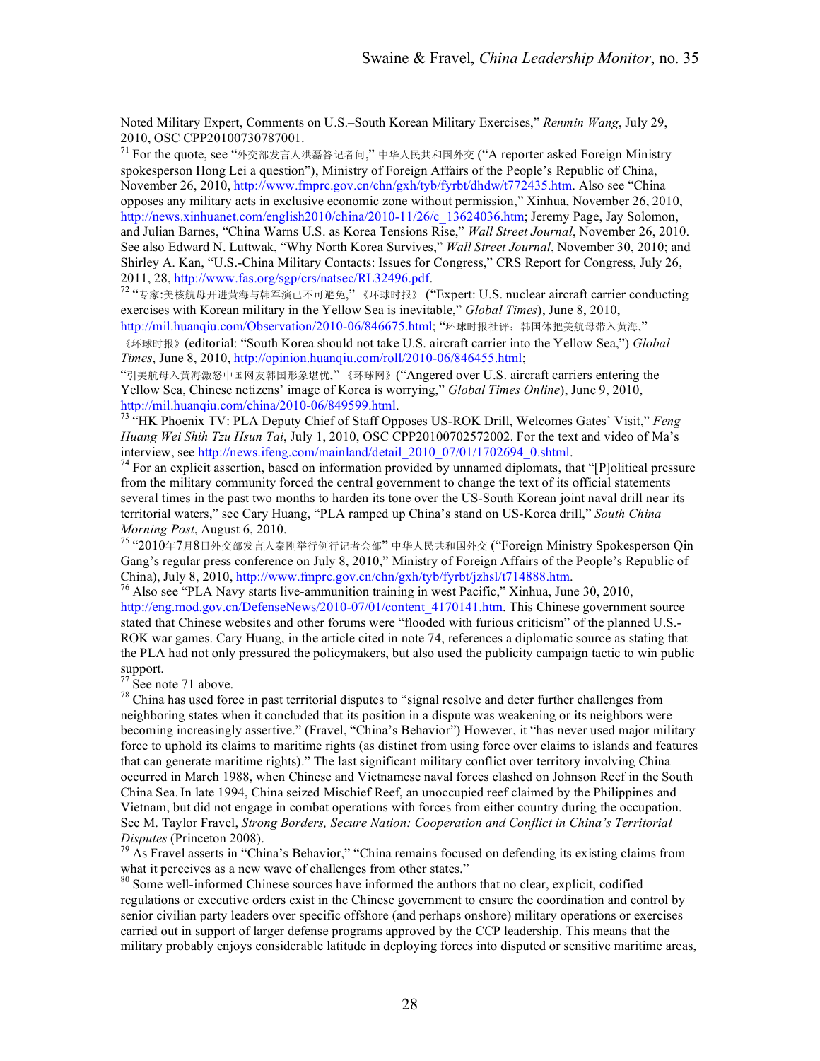Noted Military Expert, Comments on U.S.–South Korean Military Exercises," *Renmin Wang*, July 29, 2010, OSC CPP20100730787001.

[71] For the quote, see "外交部发言人洪磊答记者问," 中华人民共和国外交 ("A reporter asked Foreign Ministry spokesperson Hong Lei a question"), Ministry of Foreign Affairs of the People's Republic of China, November 26, 2010, http://www.fmprc.gov.cn/chn/gxh/tyb/fyrbt/dhdw/t772435.htm. Also see "China opposes any military acts in exclusive economic zone without permission," Xinhua, November 26, 2010, http://news.xinhuanet.com/english2010/china/2010-11/26/c_13624036.htm; Jeremy Page, Jay Solomon, and Julian Barnes, "China Warns U.S. as Korea Tensions Rise," *Wall Street Journal*, November 26, 2010. See also Edward N. Luttwak, "Why North Korea Survives," *Wall Street Journal*, November 30, 2010; and Shirley A. Kan, "U.S.-China Military Contacts: Issues for Congress," CRS Report for Congress, July 26, 2011, 28, http://www.fas.org/sgp/crs/natsec/RL32496.pdf.

[72] "专家:美核航母开进黄海与韩军演已不可避免," 《环球时报》 ("Expert: U.S. nuclear aircraft carrier conducting exercises with Korean military in the Yellow Sea is inevitable," *Global Times*), June 8, 2010, http://mil.huanqiu.com/Observation/2010-06/846675.html; "环球时报社评：韩国休把美航母带入黄海," 《环球时报》(editorial: "South Korea should not take U.S. aircraft carrier into the Yellow Sea,") *Global Times*, June 8, 2010, http://opinion.huanqiu.com/roll/2010-06/846455.html; "引美航母入黄海激怒中国网友韩国形象堪忧," 《环球网》("Angered over U.S. aircraft carriers entering the Yellow Sea, Chinese netizens' image of Korea is worrying," *Global Times Online*), June 9, 2010, http://mil.huanqiu.com/china/2010-06/849599.html.

[73] "HK Phoenix TV: PLA Deputy Chief of Staff Opposes US-ROK Drill, Welcomes Gates' Visit," *Feng Huang Wei Shih Tzu Hsun Tai*, July 1, 2010, OSC CPP20100702572002. For the text and video of Ma's interview, see http://news.ifeng.com/mainland/detail_2010_07/01/1702694_0.shtml.

[74] For an explicit assertion, based on information provided by unnamed diplomats, that "[P]olitical pressure from the military community forced the central government to change the text of its official statements several times in the past two months to harden its tone over the US-South Korean joint naval drill near its territorial waters," see Cary Huang, "PLA ramped up China's stand on US-Korea drill," *South China Morning Post*, August 6, 2010.

[75] "2010年7月8日外交部发言人秦刚举行例行记者会部" 中华人民共和国外交 ("Foreign Ministry Spokesperson Qin Gang's regular press conference on July 8, 2010," Ministry of Foreign Affairs of the People's Republic of China), July 8, 2010, http://www.fmprc.gov.cn/chn/gxh/tyb/fyrbt/jzhsl/t714888.htm.

[76] Also see "PLA Navy starts live-ammunition training in west Pacific," Xinhua, June 30, 2010, http://eng.mod.gov.cn/DefenseNews/2010-07/01/content_4170141.htm. This Chinese government source stated that Chinese websites and other forums were "flooded with furious criticism" of the planned U.S.-ROK war games. Cary Huang, in the article cited in note 74, references a diplomatic source as stating that the PLA had not only pressured the policymakers, but also used the publicity campaign tactic to win public support.

[77] See note 71 above.

[78] China has used force in past territorial disputes to "signal resolve and deter further challenges from neighboring states when it concluded that its position in a dispute was weakening or its neighbors were becoming increasingly assertive." (Fravel, "China's Behavior") However, it "has never used major military force to uphold its claims to maritime rights (as distinct from using force over claims to islands and features that can generate maritime rights)." The last significant military conflict over territory involving China occurred in March 1988, when Chinese and Vietnamese naval forces clashed on Johnson Reef in the South China Sea. In late 1994, China seized Mischief Reef, an unoccupied reef claimed by the Philippines and Vietnam, but did not engage in combat operations with forces from either country during the occupation. See M. Taylor Fravel, *Strong Borders, Secure Nation: Cooperation and Conflict in China's Territorial Disputes* (Princeton 2008).

[79] As Fravel asserts in "China's Behavior," "China remains focused on defending its existing claims from what it perceives as a new wave of challenges from other states."

[80] Some well-informed Chinese sources have informed the authors that no clear, explicit, codified regulations or executive orders exist in the Chinese government to ensure the coordination and control by senior civilian party leaders over specific offshore (and perhaps onshore) military operations or exercises carried out in support of larger defense programs approved by the CCP leadership. This means that the military probably enjoys considerable latitude in deploying forces into disputed or sensitive maritime areas,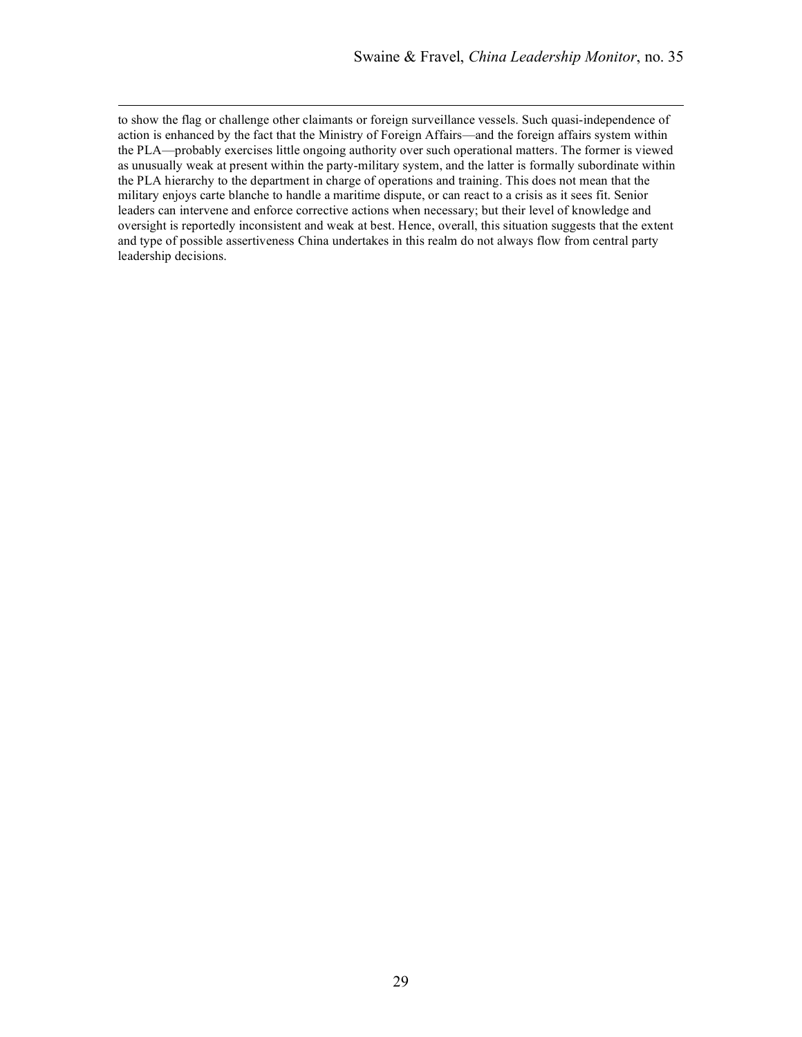to show the flag or challenge other claimants or foreign surveillance vessels. Such quasi-independence of action is enhanced by the fact that the Ministry of Foreign Affairs—and the foreign affairs system within the PLA—probably exercises little ongoing authority over such operational matters. The former is viewed as unusually weak at present within the party-military system, and the latter is formally subordinate within the PLA hierarchy to the department in charge of operations and training. This does not mean that the military enjoys carte blanche to handle a maritime dispute, or can react to a crisis as it sees fit. Senior leaders can intervene and enforce corrective actions when necessary; but their level of knowledge and oversight is reportedly inconsistent and weak at best. Hence, overall, this situation suggests that the extent and type of possible assertiveness China undertakes in this realm do not always flow from central party leadership decisions.